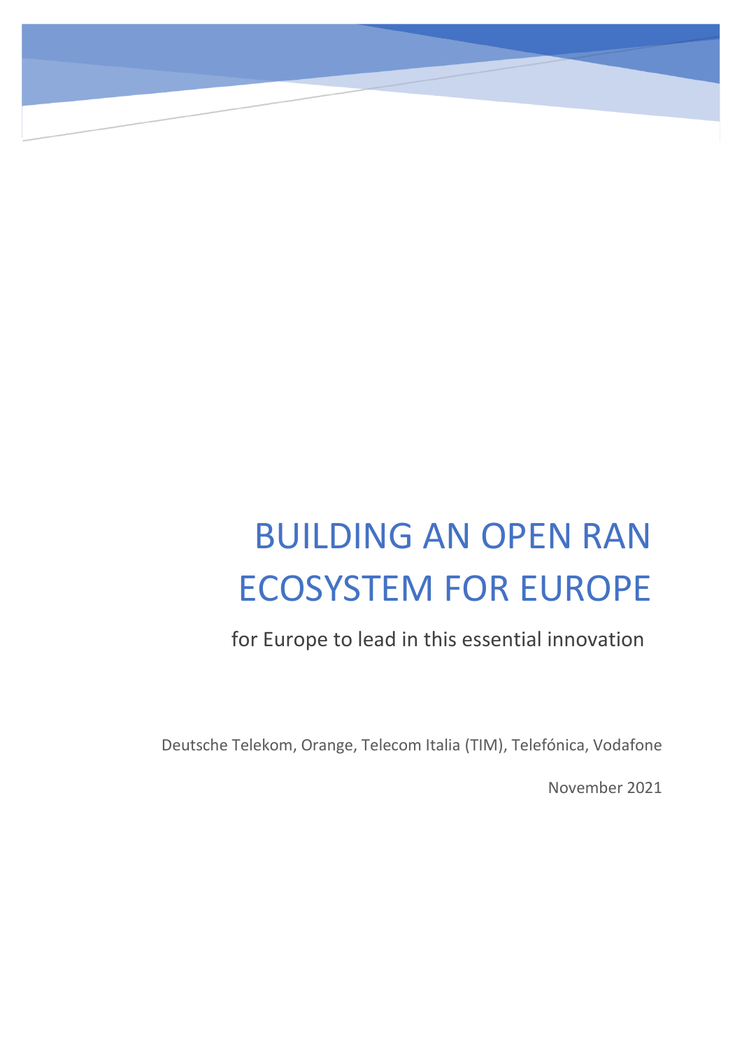# BUILDING AN OPEN RAN ECOSYSTEM FOR EUROPE

for Europe to lead in this essential innovation

Deutsche Telekom, Orange, Telecom Italia (TIM), Telefónica, Vodafone

November 2021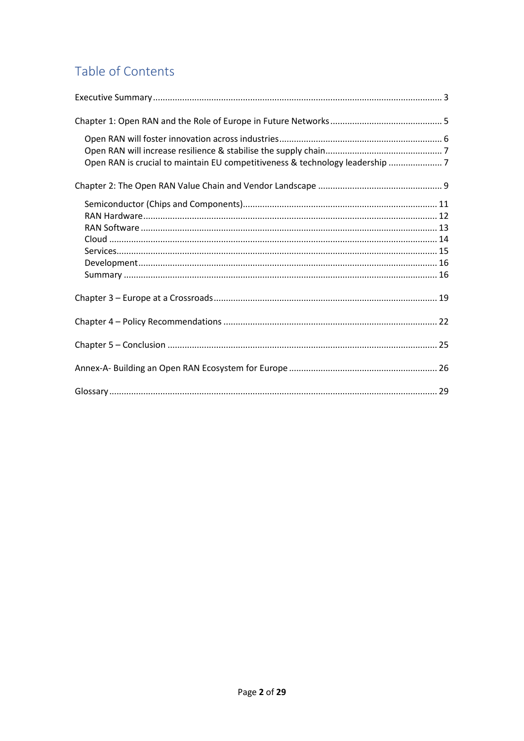# Table of Contents

Executive Summary ..... 3

Chapter 1: Open RAN and the Role of Europe in Future Networks ..... 5

- Open RAN will foster innovation across industries ..... 6
- Open RAN will increase resilience & stabilise the supply chain ..... 7
- Open RAN is crucial to maintain EU competitiveness & technology leadership ..... 7

Chapter 2: The Open RAN Value Chain and Vendor Landscape ..... 9

- Semiconductor (Chips and Components) ..... 11
- RAN Hardware ..... 12
- RAN Software ..... 13
- Cloud ..... 14
- Services ..... 15
- Development ..... 16
- Summary ..... 16

Chapter 3 – Europe at a Crossroads ..... 19

Chapter 4 – Policy Recommendations ..... 22

Chapter 5 – Conclusion ..... 25

Annex-A- Building an Open RAN Ecosystem for Europe ..... 26

Glossary ..... 29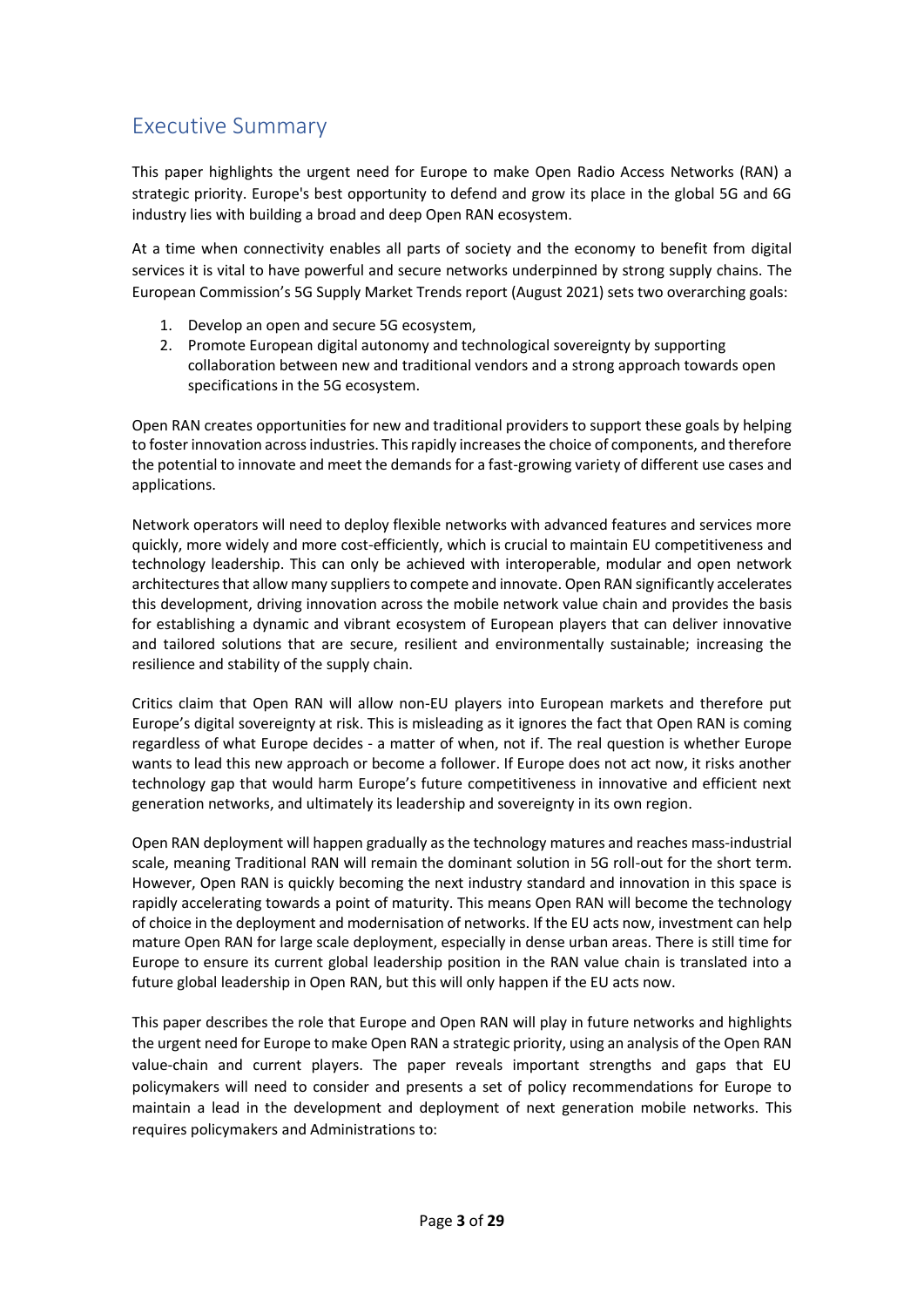## Executive Summary

This paper highlights the urgent need for Europe to make Open Radio Access Networks (RAN) a strategic priority. Europe's best opportunity to defend and grow its place in the global 5G and 6G industry lies with building a broad and deep Open RAN ecosystem.

At a time when connectivity enables all parts of society and the economy to benefit from digital services it is vital to have powerful and secure networks underpinned by strong supply chains. The European Commission's 5G Supply Market Trends report (August 2021) sets two overarching goals:

1. Develop an open and secure 5G ecosystem,
2. Promote European digital autonomy and technological sovereignty by supporting collaboration between new and traditional vendors and a strong approach towards open specifications in the 5G ecosystem.

Open RAN creates opportunities for new and traditional providers to support these goals by helping to foster innovation across industries. This rapidly increases the choice of components, and therefore the potential to innovate and meet the demands for a fast-growing variety of different use cases and applications.

Network operators will need to deploy flexible networks with advanced features and services more quickly, more widely and more cost-efficiently, which is crucial to maintain EU competitiveness and technology leadership. This can only be achieved with interoperable, modular and open network architectures that allow many suppliers to compete and innovate. Open RAN significantly accelerates this development, driving innovation across the mobile network value chain and provides the basis for establishing a dynamic and vibrant ecosystem of European players that can deliver innovative and tailored solutions that are secure, resilient and environmentally sustainable; increasing the resilience and stability of the supply chain.

Critics claim that Open RAN will allow non-EU players into European markets and therefore put Europe's digital sovereignty at risk. This is misleading as it ignores the fact that Open RAN is coming regardless of what Europe decides - a matter of when, not if. The real question is whether Europe wants to lead this new approach or become a follower. If Europe does not act now, it risks another technology gap that would harm Europe's future competitiveness in innovative and efficient next generation networks, and ultimately its leadership and sovereignty in its own region.

Open RAN deployment will happen gradually as the technology matures and reaches mass-industrial scale, meaning Traditional RAN will remain the dominant solution in 5G roll-out for the short term. However, Open RAN is quickly becoming the next industry standard and innovation in this space is rapidly accelerating towards a point of maturity. This means Open RAN will become the technology of choice in the deployment and modernisation of networks. If the EU acts now, investment can help mature Open RAN for large scale deployment, especially in dense urban areas. There is still time for Europe to ensure its current global leadership position in the RAN value chain is translated into a future global leadership in Open RAN, but this will only happen if the EU acts now.

This paper describes the role that Europe and Open RAN will play in future networks and highlights the urgent need for Europe to make Open RAN a strategic priority, using an analysis of the Open RAN value-chain and current players. The paper reveals important strengths and gaps that EU policymakers will need to consider and presents a set of policy recommendations for Europe to maintain a lead in the development and deployment of next generation mobile networks. This requires policymakers and Administrations to: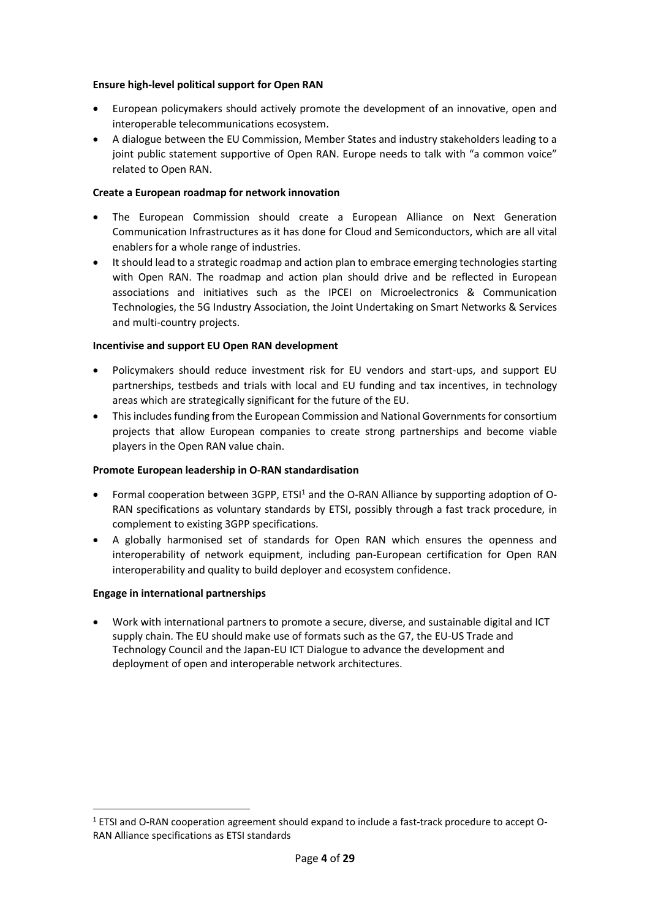**Ensure high-level political support for Open RAN**

- European policymakers should actively promote the development of an innovative, open and interoperable telecommunications ecosystem.
- A dialogue between the EU Commission, Member States and industry stakeholders leading to a joint public statement supportive of Open RAN. Europe needs to talk with "a common voice" related to Open RAN.

**Create a European roadmap for network innovation**

- The European Commission should create a European Alliance on Next Generation Communication Infrastructures as it has done for Cloud and Semiconductors, which are all vital enablers for a whole range of industries.
- It should lead to a strategic roadmap and action plan to embrace emerging technologies starting with Open RAN. The roadmap and action plan should drive and be reflected in European associations and initiatives such as the IPCEI on Microelectronics & Communication Technologies, the 5G Industry Association, the Joint Undertaking on Smart Networks & Services and multi-country projects.

**Incentivise and support EU Open RAN development**

- Policymakers should reduce investment risk for EU vendors and start-ups, and support EU partnerships, testbeds and trials with local and EU funding and tax incentives, in technology areas which are strategically significant for the future of the EU.
- This includes funding from the European Commission and National Governments for consortium projects that allow European companies to create strong partnerships and become viable players in the Open RAN value chain.

**Promote European leadership in O-RAN standardisation**

- Formal cooperation between 3GPP, ETSI[1] and the O-RAN Alliance by supporting adoption of O-RAN specifications as voluntary standards by ETSI, possibly through a fast track procedure, in complement to existing 3GPP specifications.
- A globally harmonised set of standards for Open RAN which ensures the openness and interoperability of network equipment, including pan-European certification for Open RAN interoperability and quality to build deployer and ecosystem confidence.

**Engage in international partnerships**

- Work with international partners to promote a secure, diverse, and sustainable digital and ICT supply chain. The EU should make use of formats such as the G7, the EU-US Trade and Technology Council and the Japan-EU ICT Dialogue to advance the development and deployment of open and interoperable network architectures.

[1] ETSI and O-RAN cooperation agreement should expand to include a fast-track procedure to accept O-RAN Alliance specifications as ETSI standards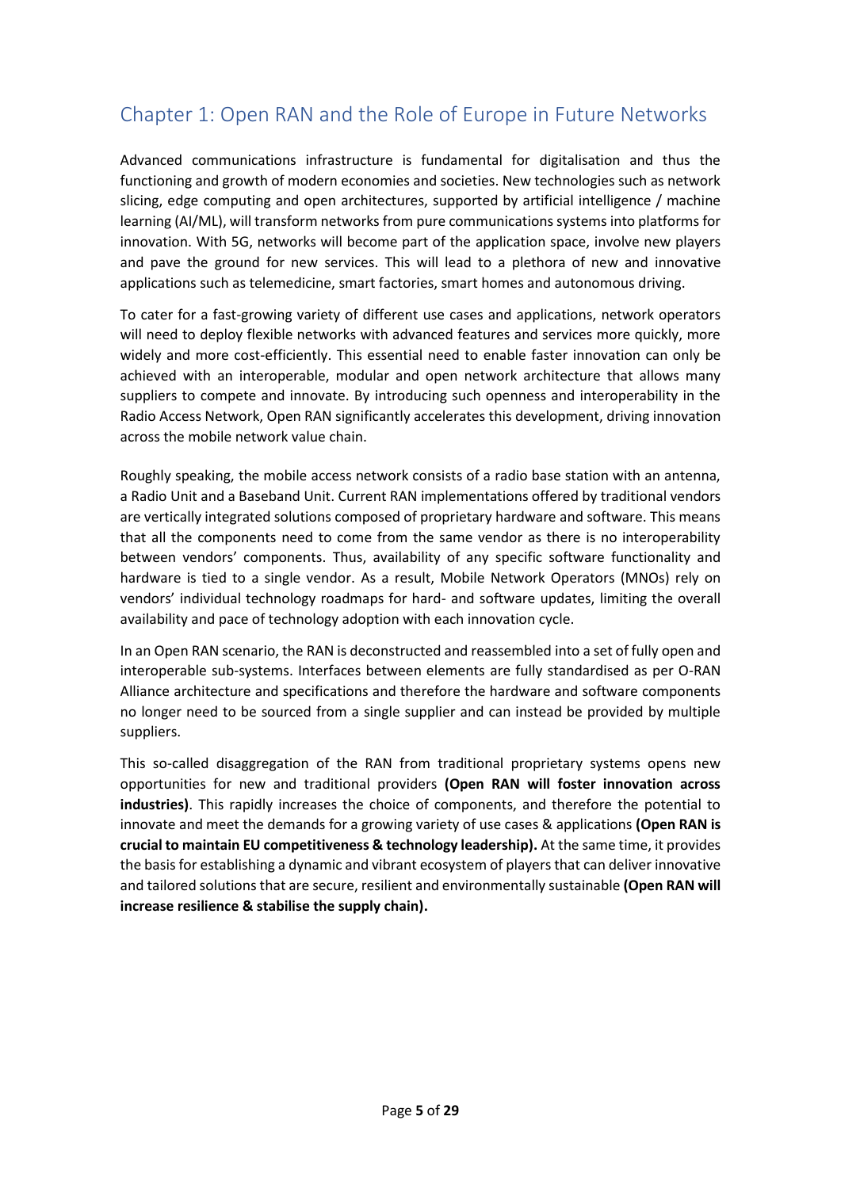# Chapter 1: Open RAN and the Role of Europe in Future Networks

Advanced communications infrastructure is fundamental for digitalisation and thus the functioning and growth of modern economies and societies. New technologies such as network slicing, edge computing and open architectures, supported by artificial intelligence / machine learning (AI/ML), will transform networks from pure communications systems into platforms for innovation. With 5G, networks will become part of the application space, involve new players and pave the ground for new services. This will lead to a plethora of new and innovative applications such as telemedicine, smart factories, smart homes and autonomous driving.

To cater for a fast-growing variety of different use cases and applications, network operators will need to deploy flexible networks with advanced features and services more quickly, more widely and more cost-efficiently. This essential need to enable faster innovation can only be achieved with an interoperable, modular and open network architecture that allows many suppliers to compete and innovate. By introducing such openness and interoperability in the Radio Access Network, Open RAN significantly accelerates this development, driving innovation across the mobile network value chain.

Roughly speaking, the mobile access network consists of a radio base station with an antenna, a Radio Unit and a Baseband Unit. Current RAN implementations offered by traditional vendors are vertically integrated solutions composed of proprietary hardware and software. This means that all the components need to come from the same vendor as there is no interoperability between vendors' components. Thus, availability of any specific software functionality and hardware is tied to a single vendor. As a result, Mobile Network Operators (MNOs) rely on vendors' individual technology roadmaps for hard- and software updates, limiting the overall availability and pace of technology adoption with each innovation cycle.

In an Open RAN scenario, the RAN is deconstructed and reassembled into a set of fully open and interoperable sub-systems. Interfaces between elements are fully standardised as per O-RAN Alliance architecture and specifications and therefore the hardware and software components no longer need to be sourced from a single supplier and can instead be provided by multiple suppliers.

This so-called disaggregation of the RAN from traditional proprietary systems opens new opportunities for new and traditional providers **(Open RAN will foster innovation across industries)**. This rapidly increases the choice of components, and therefore the potential to innovate and meet the demands for a growing variety of use cases & applications **(Open RAN is crucial to maintain EU competitiveness & technology leadership).** At the same time, it provides the basis for establishing a dynamic and vibrant ecosystem of players that can deliver innovative and tailored solutions that are secure, resilient and environmentally sustainable **(Open RAN will increase resilience & stabilise the supply chain).**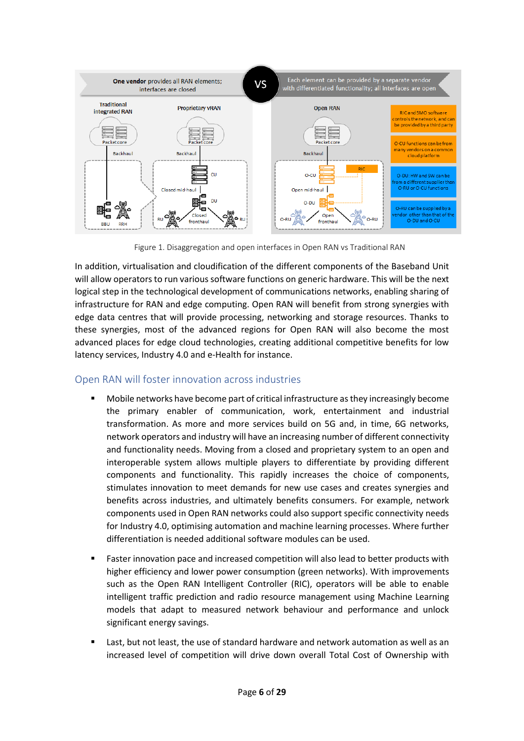Figure 1. Disaggregation and open interfaces in Open RAN vs Traditional RAN

In addition, virtualisation and cloudification of the different components of the Baseband Unit will allow operators to run various software functions on generic hardware. This will be the next logical step in the technological development of communications networks, enabling sharing of infrastructure for RAN and edge computing. Open RAN will benefit from strong synergies with edge data centres that will provide processing, networking and storage resources. Thanks to these synergies, most of the advanced regions for Open RAN will also become the most advanced places for edge cloud technologies, creating additional competitive benefits for low latency services, Industry 4.0 and e-Health for instance.

## Open RAN will foster innovation across industries

- Mobile networks have become part of critical infrastructure as they increasingly become the primary enabler of communication, work, entertainment and industrial transformation. As more and more services build on 5G and, in time, 6G networks, network operators and industry will have an increasing number of different connectivity and functionality needs. Moving from a closed and proprietary system to an open and interoperable system allows multiple players to differentiate by providing different components and functionality. This rapidly increases the choice of components, stimulates innovation to meet demands for new use cases and creates synergies and benefits across industries, and ultimately benefits consumers. For example, network components used in Open RAN networks could also support specific connectivity needs for Industry 4.0, optimising automation and machine learning processes. Where further differentiation is needed additional software modules can be used.

- Faster innovation pace and increased competition will also lead to better products with higher efficiency and lower power consumption (green networks). With improvements such as the Open RAN Intelligent Controller (RIC), operators will be able to enable intelligent traffic prediction and radio resource management using Machine Learning models that adapt to measured network behaviour and performance and unlock significant energy savings.

- Last, but not least, the use of standard hardware and network automation as well as an increased level of competition will drive down overall Total Cost of Ownership with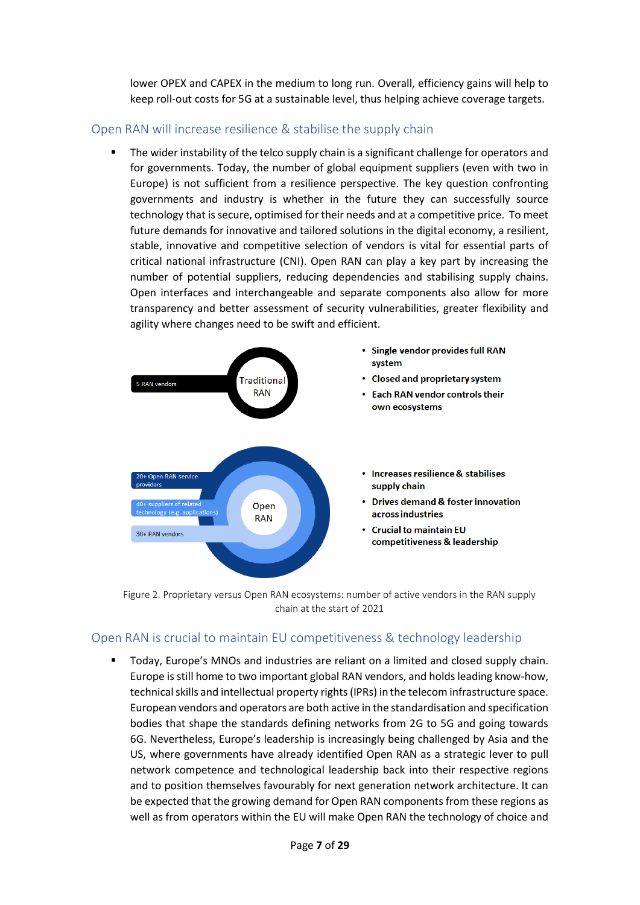lower OPEX and CAPEX in the medium to long run. Overall, efficiency gains will help to keep roll-out costs for 5G at a sustainable level, thus helping achieve coverage targets.

## Open RAN will increase resilience & stabilise the supply chain

- The wider instability of the telco supply chain is a significant challenge for operators and for governments. Today, the number of global equipment suppliers (even with two in Europe) is not sufficient from a resilience perspective. The key question confronting governments and industry is whether in the future they can successfully source technology that is secure, optimised for their needs and at a competitive price. To meet future demands for innovative and tailored solutions in the digital economy, a resilient, stable, innovative and competitive selection of vendors is vital for essential parts of critical national infrastructure (CNI). Open RAN can play a key part by increasing the number of potential suppliers, reducing dependencies and stabilising supply chains. Open interfaces and interchangeable and separate components also allow for more transparency and better assessment of security vulnerabilities, greater flexibility and agility where changes need to be swift and efficient.

5 RAN vendors — Traditional RAN

- **Single vendor provides full RAN system**
- **Closed and proprietary system**
- **Each RAN vendor controls their own ecosystems**

20+ Open RAN service providers; 40+ suppliers of related technology (e.g. applications); 30+ RAN vendors — Open RAN

- **Increases resilience & stabilises supply chain**
- **Drives demand & foster innovation across industries**
- **Crucial to maintain EU competitiveness & leadership**

Figure 2. Proprietary versus Open RAN ecosystems: number of active vendors in the RAN supply chain at the start of 2021

## Open RAN is crucial to maintain EU competitiveness & technology leadership

- Today, Europe's MNOs and industries are reliant on a limited and closed supply chain. Europe is still home to two important global RAN vendors, and holds leading know-how, technical skills and intellectual property rights (IPRs) in the telecom infrastructure space. European vendors and operators are both active in the standardisation and specification bodies that shape the standards defining networks from 2G to 5G and going towards 6G. Nevertheless, Europe's leadership is increasingly being challenged by Asia and the US, where governments have already identified Open RAN as a strategic lever to pull network competence and technological leadership back into their respective regions and to position themselves favourably for next generation network architecture. It can be expected that the growing demand for Open RAN components from these regions as well as from operators within the EU will make Open RAN the technology of choice and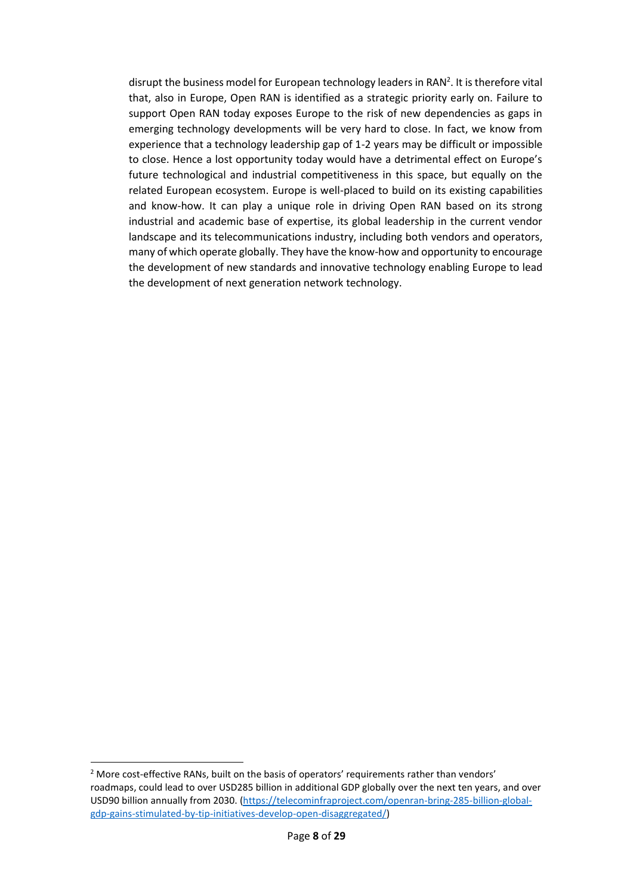disrupt the business model for European technology leaders in RAN[2]. It is therefore vital that, also in Europe, Open RAN is identified as a strategic priority early on. Failure to support Open RAN today exposes Europe to the risk of new dependencies as gaps in emerging technology developments will be very hard to close. In fact, we know from experience that a technology leadership gap of 1-2 years may be difficult or impossible to close. Hence a lost opportunity today would have a detrimental effect on Europe's future technological and industrial competitiveness in this space, but equally on the related European ecosystem. Europe is well-placed to build on its existing capabilities and know-how. It can play a unique role in driving Open RAN based on its strong industrial and academic base of expertise, its global leadership in the current vendor landscape and its telecommunications industry, including both vendors and operators, many of which operate globally. They have the know-how and opportunity to encourage the development of new standards and innovative technology enabling Europe to lead the development of next generation network technology.

[2] More cost-effective RANs, built on the basis of operators' requirements rather than vendors' roadmaps, could lead to over USD285 billion in additional GDP globally over the next ten years, and over USD90 billion annually from 2030. (https://telecominfraproject.com/openran-bring-285-billion-global-gdp-gains-stimulated-by-tip-initiatives-develop-open-disaggregated/)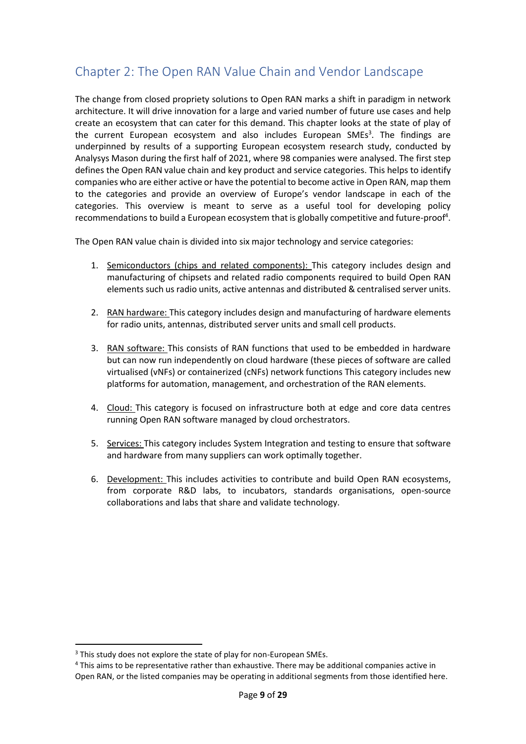## Chapter 2: The Open RAN Value Chain and Vendor Landscape

The change from closed propriety solutions to Open RAN marks a shift in paradigm in network architecture. It will drive innovation for a large and varied number of future use cases and help create an ecosystem that can cater for this demand. This chapter looks at the state of play of the current European ecosystem and also includes European SMEs[3]. The findings are underpinned by results of a supporting European ecosystem research study, conducted by Analysys Mason during the first half of 2021, where 98 companies were analysed. The first step defines the Open RAN value chain and key product and service categories. This helps to identify companies who are either active or have the potential to become active in Open RAN, map them to the categories and provide an overview of Europe's vendor landscape in each of the categories. This overview is meant to serve as a useful tool for developing policy recommendations to build a European ecosystem that is globally competitive and future-proof[4].

The Open RAN value chain is divided into six major technology and service categories:

1. Semiconductors (chips and related components): This category includes design and manufacturing of chipsets and related radio components required to build Open RAN elements such us radio units, active antennas and distributed & centralised server units.

2. RAN hardware: This category includes design and manufacturing of hardware elements for radio units, antennas, distributed server units and small cell products.

3. RAN software: This consists of RAN functions that used to be embedded in hardware but can now run independently on cloud hardware (these pieces of software are called virtualised (vNFs) or containerized (cNFs) network functions This category includes new platforms for automation, management, and orchestration of the RAN elements.

4. Cloud: This category is focused on infrastructure both at edge and core data centres running Open RAN software managed by cloud orchestrators.

5. Services: This category includes System Integration and testing to ensure that software and hardware from many suppliers can work optimally together.

6. Development: This includes activities to contribute and build Open RAN ecosystems, from corporate R&D labs, to incubators, standards organisations, open-source collaborations and labs that share and validate technology.

---

[3] This study does not explore the state of play for non-European SMEs.

[4] This aims to be representative rather than exhaustive. There may be additional companies active in Open RAN, or the listed companies may be operating in additional segments from those identified here.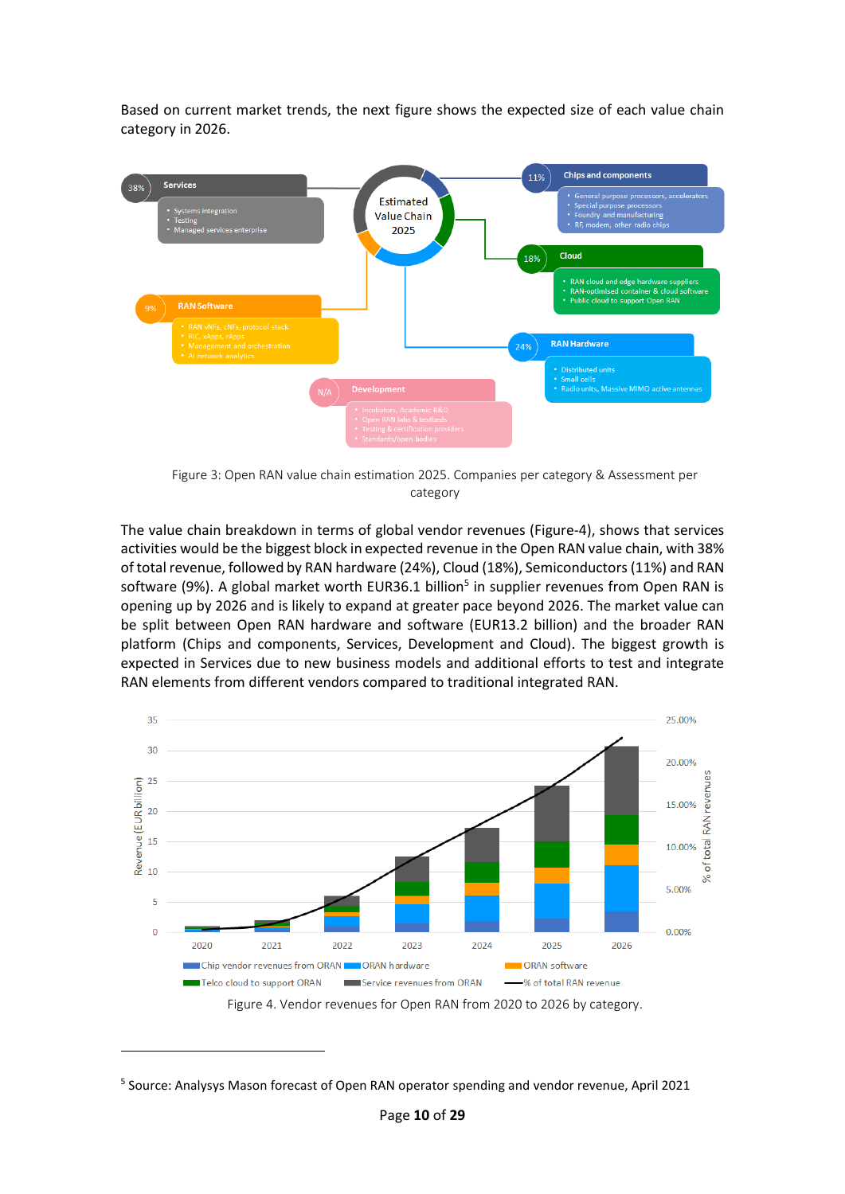Based on current market trends, the next figure shows the expected size of each value chain category in 2026.

Figure 3: Open RAN value chain estimation 2025. Companies per category & Assessment per category

The value chain breakdown in terms of global vendor revenues (Figure-4), shows that services activities would be the biggest block in expected revenue in the Open RAN value chain, with 38% of total revenue, followed by RAN hardware (24%), Cloud (18%), Semiconductors (11%) and RAN software (9%). A global market worth EUR36.1 billion[5] in supplier revenues from Open RAN is opening up by 2026 and is likely to expand at greater pace beyond 2026. The market value can be split between Open RAN hardware and software (EUR13.2 billion) and the broader RAN platform (Chips and components, Services, Development and Cloud). The biggest growth is expected in Services due to new business models and additional efforts to test and integrate RAN elements from different vendors compared to traditional integrated RAN.

Figure 4. Vendor revenues for Open RAN from 2020 to 2026 by category.

[5] Source: Analysys Mason forecast of Open RAN operator spending and vendor revenue, April 2021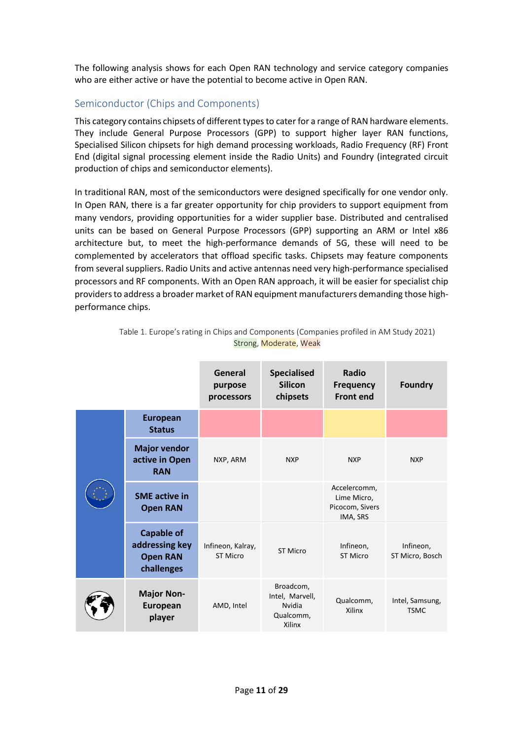The following analysis shows for each Open RAN technology and service category companies who are either active or have the potential to become active in Open RAN.

## Semiconductor (Chips and Components)

This category contains chipsets of different types to cater for a range of RAN hardware elements. They include General Purpose Processors (GPP) to support higher layer RAN functions, Specialised Silicon chipsets for high demand processing workloads, Radio Frequency (RF) Front End (digital signal processing element inside the Radio Units) and Foundry (integrated circuit production of chips and semiconductor elements).

In traditional RAN, most of the semiconductors were designed specifically for one vendor only. In Open RAN, there is a far greater opportunity for chip providers to support equipment from many vendors, providing opportunities for a wider supplier base. Distributed and centralised units can be based on General Purpose Processors (GPP) supporting an ARM or Intel x86 architecture but, to meet the high-performance demands of 5G, these will need to be complemented by accelerators that offload specific tasks. Chipsets may feature components from several suppliers. Radio Units and active antennas need very high-performance specialised processors and RF components. With an Open RAN approach, it will be easier for specialist chip providers to address a broader market of RAN equipment manufacturers demanding those high-performance chips.

Table 1. Europe's rating in Chips and Components (Companies profiled in AM Study 2021)
Strong, Moderate, Weak

| | | General purpose processors | Specialised Silicon chipsets | Radio Frequency Front end | Foundry |
|---|---|---|---|---|---|
| Europe | European Status | Weak | Weak | Moderate | Weak |
| Europe | Major vendor active in Open RAN | NXP, ARM | NXP | NXP | NXP |
| Europe | SME active in Open RAN | | | Accelercomm, Lime Micro, Picocom, Sivers IMA, SRS | |
| Europe | Capable of addressing key Open RAN challenges | Infineon, Kalray, ST Micro | ST Micro | Infineon, ST Micro | Infineon, ST Micro, Bosch |
| World | Major Non-European player | AMD, Intel | Broadcom, Intel, Marvell, Nvidia Qualcomm, Xilinx | Qualcomm, Xilinx | Intel, Samsung, TSMC |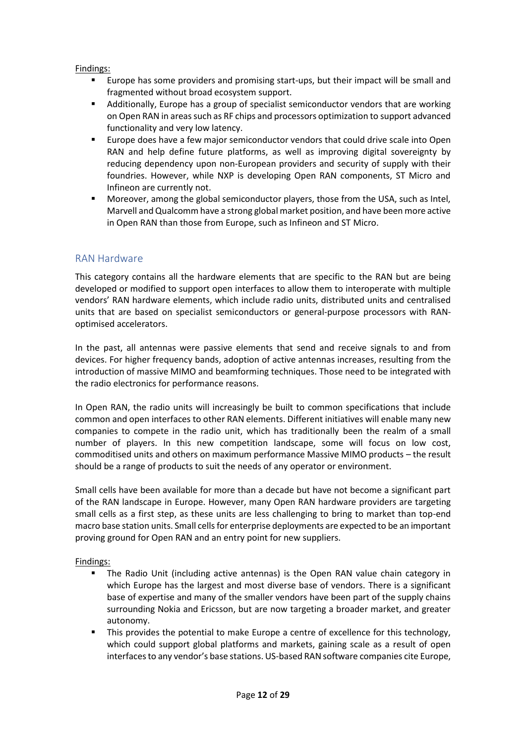Findings:

- Europe has some providers and promising start-ups, but their impact will be small and fragmented without broad ecosystem support.
- Additionally, Europe has a group of specialist semiconductor vendors that are working on Open RAN in areas such as RF chips and processors optimization to support advanced functionality and very low latency.
- Europe does have a few major semiconductor vendors that could drive scale into Open RAN and help define future platforms, as well as improving digital sovereignty by reducing dependency upon non-European providers and security of supply with their foundries. However, while NXP is developing Open RAN components, ST Micro and Infineon are currently not.
- Moreover, among the global semiconductor players, those from the USA, such as Intel, Marvell and Qualcomm have a strong global market position, and have been more active in Open RAN than those from Europe, such as Infineon and ST Micro.

## RAN Hardware

This category contains all the hardware elements that are specific to the RAN but are being developed or modified to support open interfaces to allow them to interoperate with multiple vendors' RAN hardware elements, which include radio units, distributed units and centralised units that are based on specialist semiconductors or general-purpose processors with RAN-optimised accelerators.

In the past, all antennas were passive elements that send and receive signals to and from devices. For higher frequency bands, adoption of active antennas increases, resulting from the introduction of massive MIMO and beamforming techniques. Those need to be integrated with the radio electronics for performance reasons.

In Open RAN, the radio units will increasingly be built to common specifications that include common and open interfaces to other RAN elements. Different initiatives will enable many new companies to compete in the radio unit, which has traditionally been the realm of a small number of players. In this new competition landscape, some will focus on low cost, commoditised units and others on maximum performance Massive MIMO products – the result should be a range of products to suit the needs of any operator or environment.

Small cells have been available for more than a decade but have not become a significant part of the RAN landscape in Europe. However, many Open RAN hardware providers are targeting small cells as a first step, as these units are less challenging to bring to market than top-end macro base station units. Small cells for enterprise deployments are expected to be an important proving ground for Open RAN and an entry point for new suppliers.

Findings:

- The Radio Unit (including active antennas) is the Open RAN value chain category in which Europe has the largest and most diverse base of vendors. There is a significant base of expertise and many of the smaller vendors have been part of the supply chains surrounding Nokia and Ericsson, but are now targeting a broader market, and greater autonomy.
- This provides the potential to make Europe a centre of excellence for this technology, which could support global platforms and markets, gaining scale as a result of open interfaces to any vendor's base stations. US-based RAN software companies cite Europe,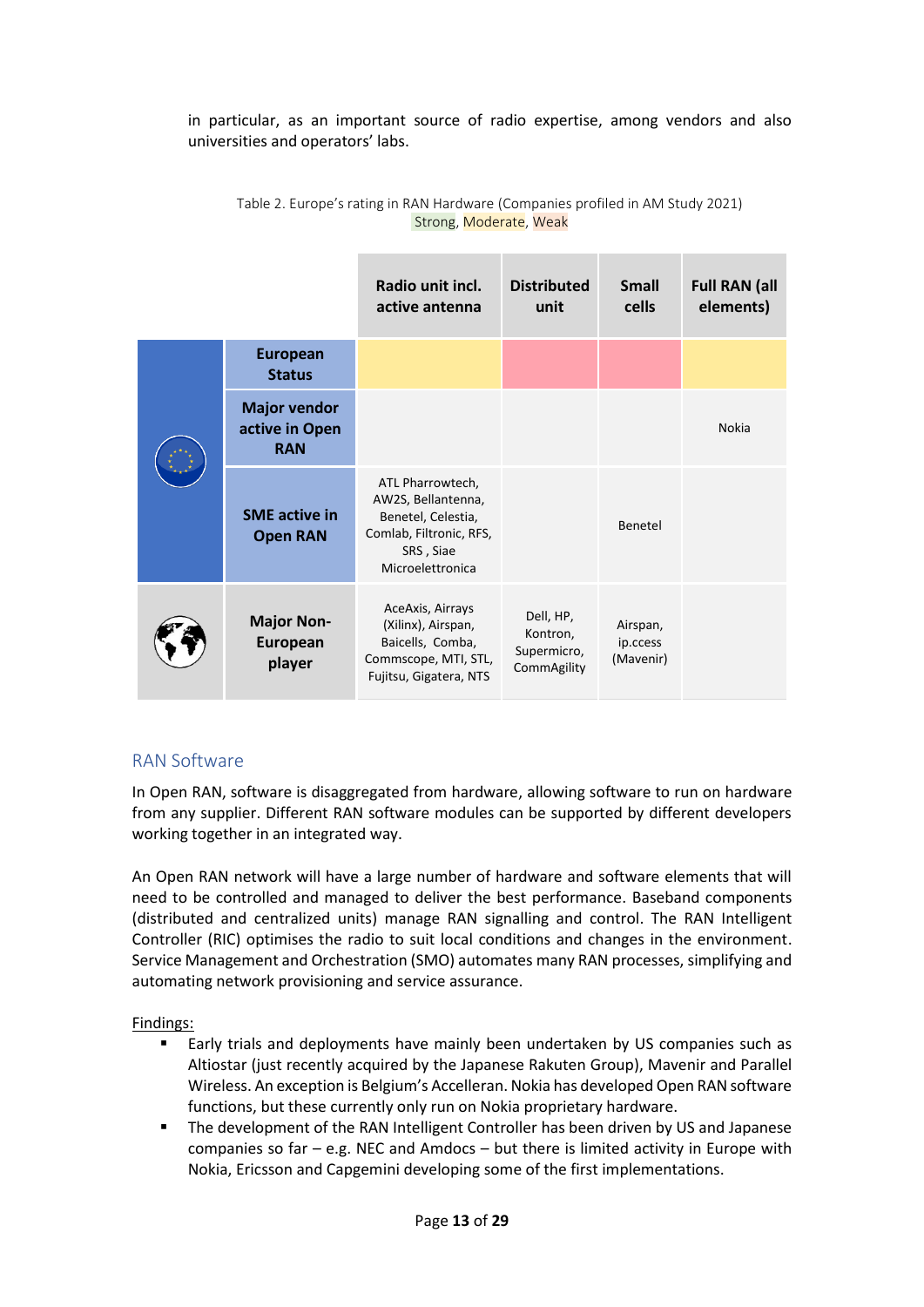in particular, as an important source of radio expertise, among vendors and also universities and operators' labs.

Table 2. Europe's rating in RAN Hardware (Companies profiled in AM Study 2021)
Strong, Moderate, Weak

| | | Radio unit incl. active antenna | Distributed unit | Small cells | Full RAN (all elements) |
|---|---|---|---|---|---|
| | **European Status** | Moderate | Weak | Weak | Moderate |
| | **Major vendor active in Open RAN** | | | | Nokia |
| | **SME active in Open RAN** | ATL Pharrowtech, AW2S, Bellantenna, Benetel, Celestia, Comlab, Filtronic, RFS, SRS , Siae Microelettronica | | Benetel | |
| | **Major Non-European player** | AceAxis, Airrays (Xilinx), Airspan, Baicells, Comba, Commscope, MTI, STL, Fujitsu, Gigatera, NTS | Dell, HP, Kontron, Supermicro, CommAgility | Airspan, ip.access (Mavenir) | |

## RAN Software

In Open RAN, software is disaggregated from hardware, allowing software to run on hardware from any supplier. Different RAN software modules can be supported by different developers working together in an integrated way.

An Open RAN network will have a large number of hardware and software elements that will need to be controlled and managed to deliver the best performance. Baseband components (distributed and centralized units) manage RAN signalling and control. The RAN Intelligent Controller (RIC) optimises the radio to suit local conditions and changes in the environment. Service Management and Orchestration (SMO) automates many RAN processes, simplifying and automating network provisioning and service assurance.

Findings:

- Early trials and deployments have mainly been undertaken by US companies such as Altiostar (just recently acquired by the Japanese Rakuten Group), Mavenir and Parallel Wireless. An exception is Belgium's Accelleran. Nokia has developed Open RAN software functions, but these currently only run on Nokia proprietary hardware.
- The development of the RAN Intelligent Controller has been driven by US and Japanese companies so far – e.g. NEC and Amdocs – but there is limited activity in Europe with Nokia, Ericsson and Capgemini developing some of the first implementations.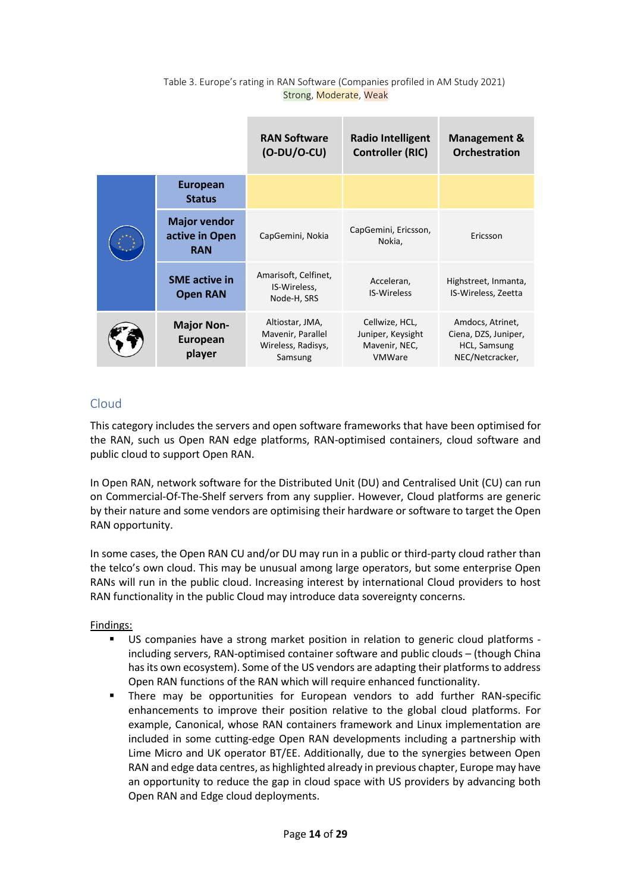Table 3. Europe's rating in RAN Software (Companies profiled in AM Study 2021)
Strong, Moderate, Weak

| | | RAN Software (O-DU/O-CU) | Radio Intelligent Controller (RIC) | Management & Orchestration |
|---|---|---|---|---|
| | **European Status** | | | |
| | **Major vendor active in Open RAN** | CapGemini, Nokia | CapGemini, Ericsson, Nokia, | Ericsson |
| | **SME active in Open RAN** | Amarisoft, Celfinet, IS-Wireless, Node-H, SRS | Acceleran, IS-Wireless | Highstreet, Inmanta, IS-Wireless, Zeetta |
| | **Major Non-European player** | Altiostar, JMA, Mavenir, Parallel Wireless, Radisys, Samsung | Cellwize, HCL, Juniper, Keysight Mavenir, NEC, VMWare | Amdocs, Atrinet, Ciena, DZS, Juniper, HCL, Samsung NEC/Netcracker, |

## Cloud

This category includes the servers and open software frameworks that have been optimised for the RAN, such us Open RAN edge platforms, RAN-optimised containers, cloud software and public cloud to support Open RAN.

In Open RAN, network software for the Distributed Unit (DU) and Centralised Unit (CU) can run on Commercial-Of-The-Shelf servers from any supplier. However, Cloud platforms are generic by their nature and some vendors are optimising their hardware or software to target the Open RAN opportunity.

In some cases, the Open RAN CU and/or DU may run in a public or third-party cloud rather than the telco's own cloud. This may be unusual among large operators, but some enterprise Open RANs will run in the public cloud. Increasing interest by international Cloud providers to host RAN functionality in the public Cloud may introduce data sovereignty concerns.

Findings:

- US companies have a strong market position in relation to generic cloud platforms - including servers, RAN-optimised container software and public clouds – (though China has its own ecosystem). Some of the US vendors are adapting their platforms to address Open RAN functions of the RAN which will require enhanced functionality.
- There may be opportunities for European vendors to add further RAN-specific enhancements to improve their position relative to the global cloud platforms. For example, Canonical, whose RAN containers framework and Linux implementation are included in some cutting-edge Open RAN developments including a partnership with Lime Micro and UK operator BT/EE. Additionally, due to the synergies between Open RAN and edge data centres, as highlighted already in previous chapter, Europe may have an opportunity to reduce the gap in cloud space with US providers by advancing both Open RAN and Edge cloud deployments.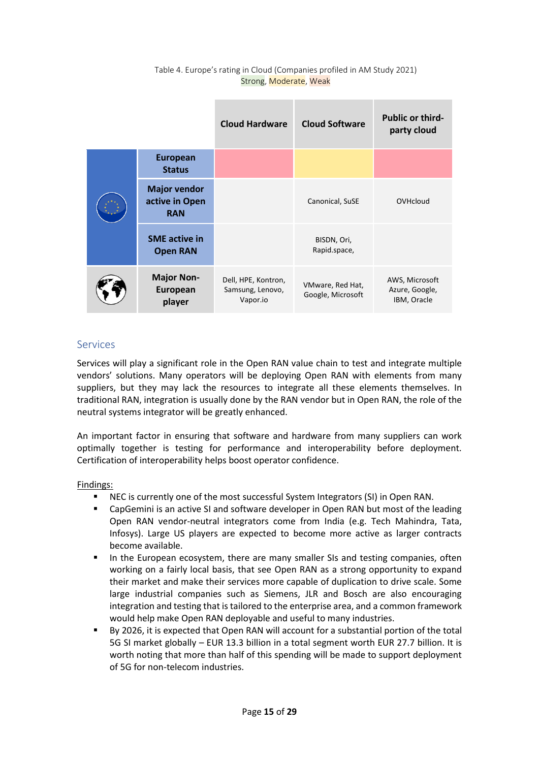Table 4. Europe's rating in Cloud (Companies profiled in AM Study 2021)
Strong, Moderate, Weak

| | | Cloud Hardware | Cloud Software | Public or third-party cloud |
|---|---|---|---|---|
| | European Status | Weak | Moderate | Weak |
| | Major vendor active in Open RAN | | Canonical, SuSE | OVHcloud |
| | SME active in Open RAN | | BISDN, Ori, Rapid.space, | |
| | Major Non-European player | Dell, HPE, Kontron, Samsung, Lenovo, Vapor.io | VMware, Red Hat, Google, Microsoft | AWS, Microsoft Azure, Google, IBM, Oracle |

## Services

Services will play a significant role in the Open RAN value chain to test and integrate multiple vendors' solutions. Many operators will be deploying Open RAN with elements from many suppliers, but they may lack the resources to integrate all these elements themselves. In traditional RAN, integration is usually done by the RAN vendor but in Open RAN, the role of the neutral systems integrator will be greatly enhanced.

An important factor in ensuring that software and hardware from many suppliers can work optimally together is testing for performance and interoperability before deployment. Certification of interoperability helps boost operator confidence.

Findings:

- NEC is currently one of the most successful System Integrators (SI) in Open RAN.
- CapGemini is an active SI and software developer in Open RAN but most of the leading Open RAN vendor-neutral integrators come from India (e.g. Tech Mahindra, Tata, Infosys). Large US players are expected to become more active as larger contracts become available.
- In the European ecosystem, there are many smaller SIs and testing companies, often working on a fairly local basis, that see Open RAN as a strong opportunity to expand their market and make their services more capable of duplication to drive scale. Some large industrial companies such as Siemens, JLR and Bosch are also encouraging integration and testing that is tailored to the enterprise area, and a common framework would help make Open RAN deployable and useful to many industries.
- By 2026, it is expected that Open RAN will account for a substantial portion of the total 5G SI market globally – EUR 13.3 billion in a total segment worth EUR 27.7 billion. It is worth noting that more than half of this spending will be made to support deployment of 5G for non-telecom industries.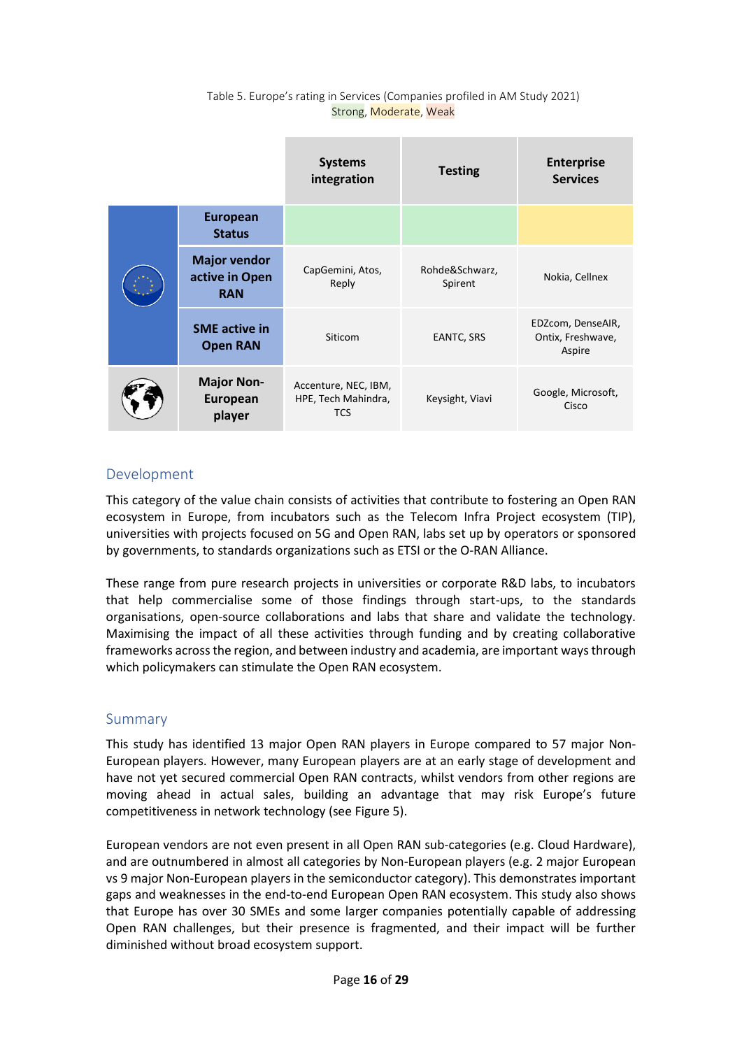Table 5. Europe's rating in Services (Companies profiled in AM Study 2021)
Strong, Moderate, Weak

| | | Systems integration | Testing | Enterprise Services |
|---|---|---|---|---|
| | European Status | Strong | Strong | Moderate |
| | Major vendor active in Open RAN | CapGemini, Atos, Reply | Rohde&Schwarz, Spirent | Nokia, Cellnex |
| | SME active in Open RAN | Siticom | EANTC, SRS | EDZcom, DenseAIR, Ontix, Freshwave, Aspire |
| | Major Non-European player | Accenture, NEC, IBM, HPE, Tech Mahindra, TCS | Keysight, Viavi | Google, Microsoft, Cisco |

## Development

This category of the value chain consists of activities that contribute to fostering an Open RAN ecosystem in Europe, from incubators such as the Telecom Infra Project ecosystem (TIP), universities with projects focused on 5G and Open RAN, labs set up by operators or sponsored by governments, to standards organizations such as ETSI or the O-RAN Alliance.

These range from pure research projects in universities or corporate R&D labs, to incubators that help commercialise some of those findings through start-ups, to the standards organisations, open-source collaborations and labs that share and validate the technology. Maximising the impact of all these activities through funding and by creating collaborative frameworks across the region, and between industry and academia, are important ways through which policymakers can stimulate the Open RAN ecosystem.

## Summary

This study has identified 13 major Open RAN players in Europe compared to 57 major Non-European players. However, many European players are at an early stage of development and have not yet secured commercial Open RAN contracts, whilst vendors from other regions are moving ahead in actual sales, building an advantage that may risk Europe's future competitiveness in network technology (see Figure 5).

European vendors are not even present in all Open RAN sub-categories (e.g. Cloud Hardware), and are outnumbered in almost all categories by Non-European players (e.g. 2 major European vs 9 major Non-European players in the semiconductor category). This demonstrates important gaps and weaknesses in the end-to-end European Open RAN ecosystem. This study also shows that Europe has over 30 SMEs and some larger companies potentially capable of addressing Open RAN challenges, but their presence is fragmented, and their impact will be further diminished without broad ecosystem support.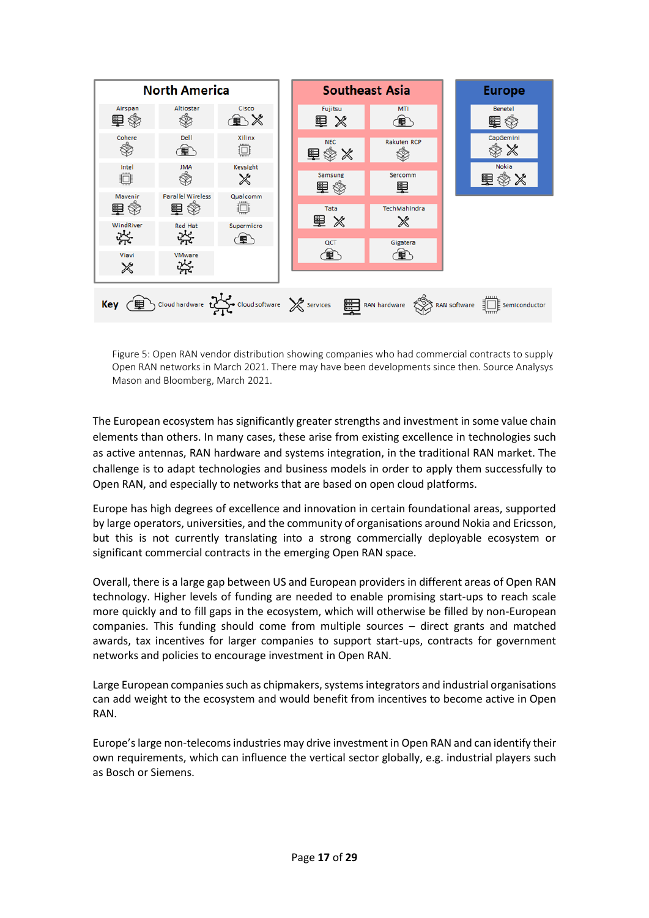## North America

| Company | Categories |
| --- | --- |
| Airspan | RAN hardware, RAN software |
| Altiostar | RAN software |
| Cisco | Cloud hardware, Services |
| Cohere | RAN software |
| Dell | Cloud hardware |
| Xilinx | Semiconductor |
| Intel | Semiconductor |
| JMA | RAN software |
| Keysight | Services |
| Mavenir | RAN hardware, RAN software |
| Parallel Wireless | RAN hardware, RAN software |
| Qualcomm | Semiconductor |
| WindRiver | Cloud software |
| Red Hat | Cloud software |
| Supermicro | Cloud hardware |
| Viavi | Services |
| VMware | Cloud software |

## Southeast Asia

| Company | Categories |
| --- | --- |
| Fujitsu | RAN hardware, Services |
| MTI | Cloud hardware |
| NEC | RAN hardware, RAN software, Services |
| Rakuten RCP | RAN software |
| Samsung | RAN hardware, RAN software |
| Sercomm | RAN hardware |
| Tata | RAN hardware, Services |
| TechMahindra | Services |
| QCT | Cloud hardware |
| Gigatera | Cloud hardware |

## Europe

| Company | Categories |
| --- | --- |
| Benetel | RAN hardware, RAN software |
| CapGemini | RAN software, Services |
| Nokia | RAN hardware, RAN software, Services |

**Key:** Cloud hardware, Cloud software, Services, RAN hardware, RAN software, Semiconductor

Figure 5: Open RAN vendor distribution showing companies who had commercial contracts to supply Open RAN networks in March 2021. There may have been developments since then. Source Analysys Mason and Bloomberg, March 2021.

The European ecosystem has significantly greater strengths and investment in some value chain elements than others. In many cases, these arise from existing excellence in technologies such as active antennas, RAN hardware and systems integration, in the traditional RAN market. The challenge is to adapt technologies and business models in order to apply them successfully to Open RAN, and especially to networks that are based on open cloud platforms.

Europe has high degrees of excellence and innovation in certain foundational areas, supported by large operators, universities, and the community of organisations around Nokia and Ericsson, but this is not currently translating into a strong commercially deployable ecosystem or significant commercial contracts in the emerging Open RAN space.

Overall, there is a large gap between US and European providers in different areas of Open RAN technology. Higher levels of funding are needed to enable promising start-ups to reach scale more quickly and to fill gaps in the ecosystem, which will otherwise be filled by non-European companies. This funding should come from multiple sources – direct grants and matched awards, tax incentives for larger companies to support start-ups, contracts for government networks and policies to encourage investment in Open RAN.

Large European companies such as chipmakers, systems integrators and industrial organisations can add weight to the ecosystem and would benefit from incentives to become active in Open RAN.

Europe's large non-telecoms industries may drive investment in Open RAN and can identify their own requirements, which can influence the vertical sector globally, e.g. industrial players such as Bosch or Siemens.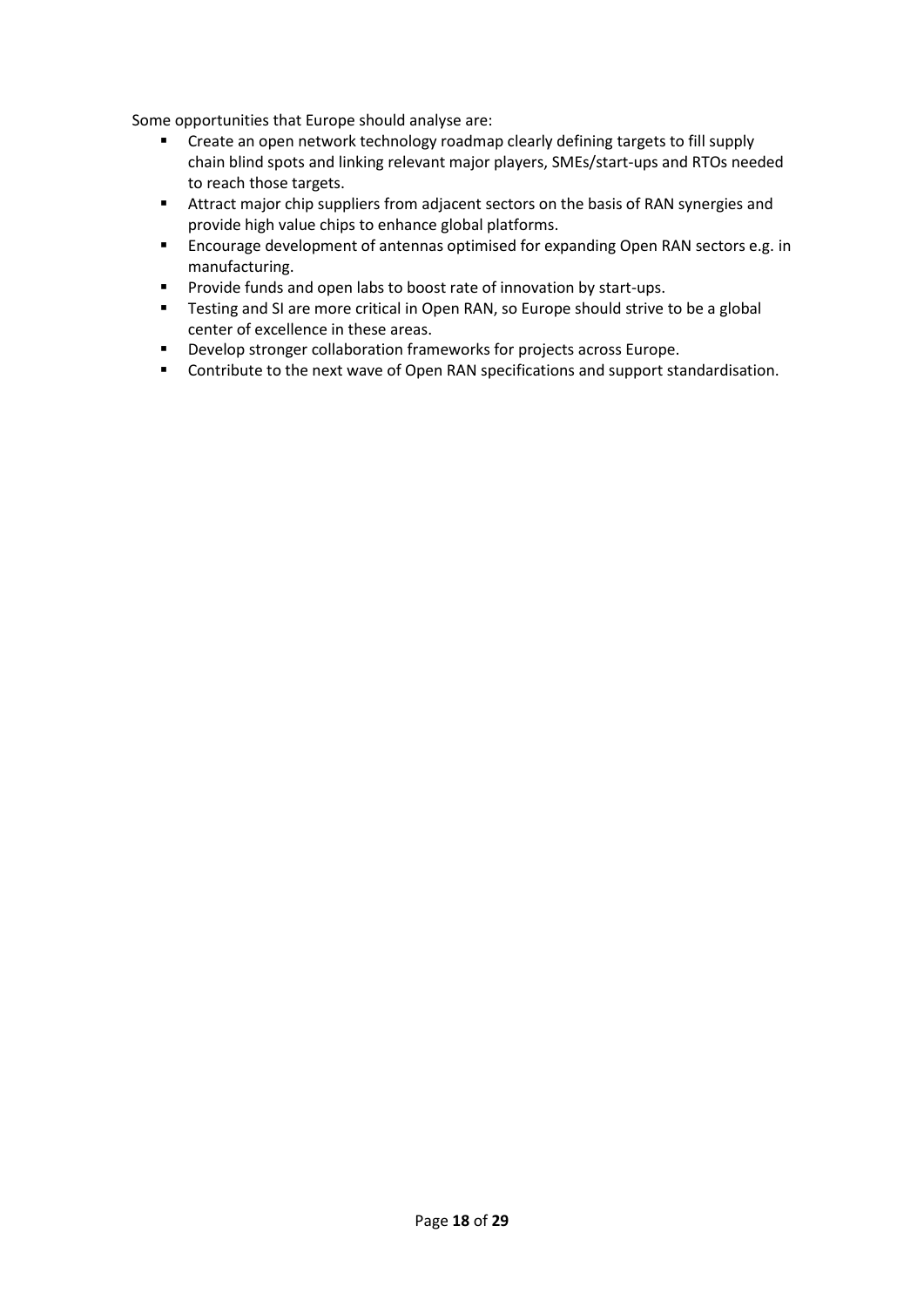Some opportunities that Europe should analyse are:

- Create an open network technology roadmap clearly defining targets to fill supply chain blind spots and linking relevant major players, SMEs/start-ups and RTOs needed to reach those targets.
- Attract major chip suppliers from adjacent sectors on the basis of RAN synergies and provide high value chips to enhance global platforms.
- Encourage development of antennas optimised for expanding Open RAN sectors e.g. in manufacturing.
- Provide funds and open labs to boost rate of innovation by start-ups.
- Testing and SI are more critical in Open RAN, so Europe should strive to be a global center of excellence in these areas.
- Develop stronger collaboration frameworks for projects across Europe.
- Contribute to the next wave of Open RAN specifications and support standardisation.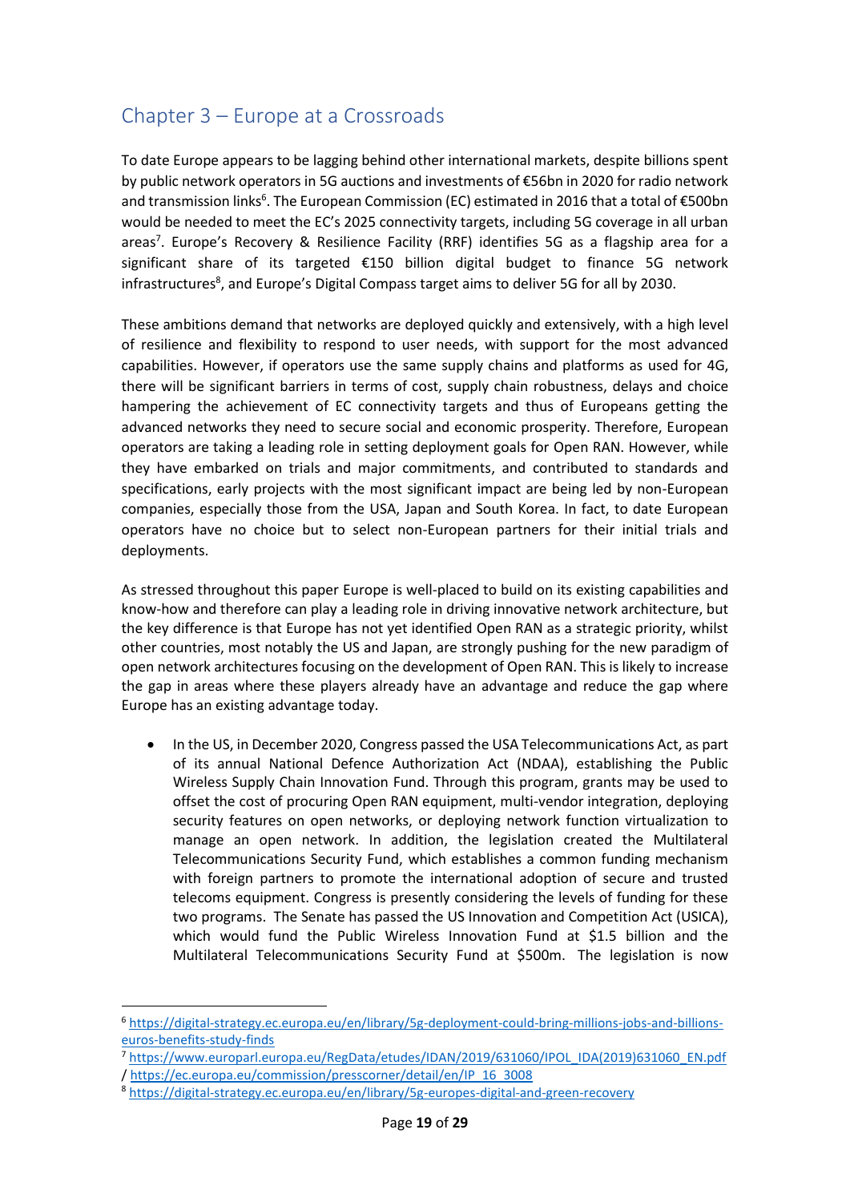## Chapter 3 – Europe at a Crossroads

To date Europe appears to be lagging behind other international markets, despite billions spent by public network operators in 5G auctions and investments of €56bn in 2020 for radio network and transmission links[6]. The European Commission (EC) estimated in 2016 that a total of €500bn would be needed to meet the EC's 2025 connectivity targets, including 5G coverage in all urban areas[7]. Europe's Recovery & Resilience Facility (RRF) identifies 5G as a flagship area for a significant share of its targeted €150 billion digital budget to finance 5G network infrastructures[8], and Europe's Digital Compass target aims to deliver 5G for all by 2030.

These ambitions demand that networks are deployed quickly and extensively, with a high level of resilience and flexibility to respond to user needs, with support for the most advanced capabilities. However, if operators use the same supply chains and platforms as used for 4G, there will be significant barriers in terms of cost, supply chain robustness, delays and choice hampering the achievement of EC connectivity targets and thus of Europeans getting the advanced networks they need to secure social and economic prosperity. Therefore, European operators are taking a leading role in setting deployment goals for Open RAN. However, while they have embarked on trials and major commitments, and contributed to standards and specifications, early projects with the most significant impact are being led by non-European companies, especially those from the USA, Japan and South Korea. In fact, to date European operators have no choice but to select non-European partners for their initial trials and deployments.

As stressed throughout this paper Europe is well-placed to build on its existing capabilities and know-how and therefore can play a leading role in driving innovative network architecture, but the key difference is that Europe has not yet identified Open RAN as a strategic priority, whilst other countries, most notably the US and Japan, are strongly pushing for the new paradigm of open network architectures focusing on the development of Open RAN. This is likely to increase the gap in areas where these players already have an advantage and reduce the gap where Europe has an existing advantage today.

- In the US, in December 2020, Congress passed the USA Telecommunications Act, as part of its annual National Defence Authorization Act (NDAA), establishing the Public Wireless Supply Chain Innovation Fund. Through this program, grants may be used to offset the cost of procuring Open RAN equipment, multi-vendor integration, deploying security features on open networks, or deploying network function virtualization to manage an open network. In addition, the legislation created the Multilateral Telecommunications Security Fund, which establishes a common funding mechanism with foreign partners to promote the international adoption of secure and trusted telecoms equipment. Congress is presently considering the levels of funding for these two programs. The Senate has passed the US Innovation and Competition Act (USICA), which would fund the Public Wireless Innovation Fund at $1.5 billion and the Multilateral Telecommunications Security Fund at $500m. The legislation is now

---

[6] https://digital-strategy.ec.europa.eu/en/library/5g-deployment-could-bring-millions-jobs-and-billions-euros-benefits-study-finds

[7] https://www.europarl.europa.eu/RegData/etudes/IDAN/2019/631060/IPOL_IDA(2019)631060_EN.pdf / https://ec.europa.eu/commission/presscorner/detail/en/IP_16_3008

[8] https://digital-strategy.ec.europa.eu/en/library/5g-europes-digital-and-green-recovery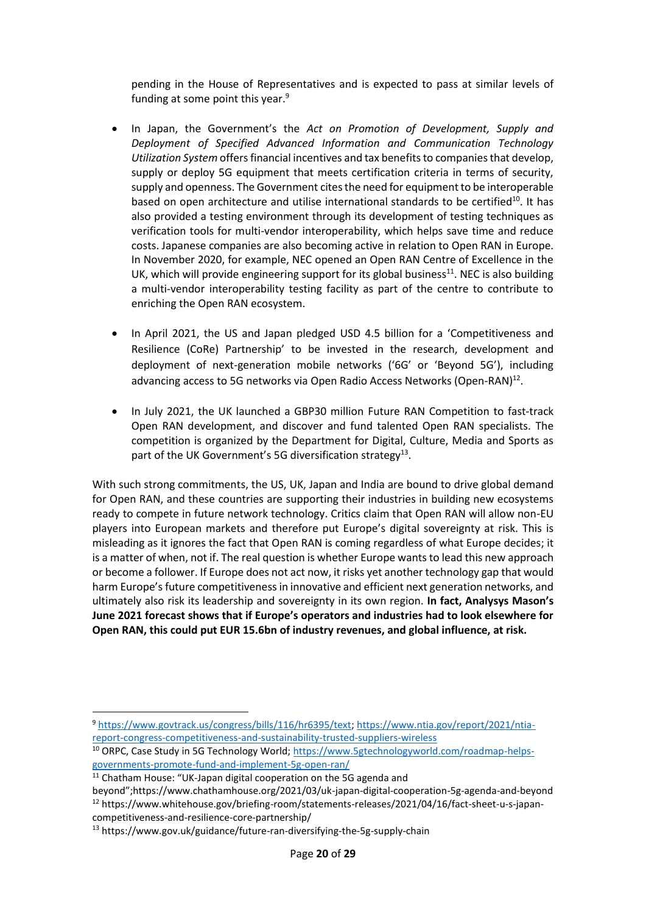pending in the House of Representatives and is expected to pass at similar levels of funding at some point this year.[9]

- In Japan, the Government's the *Act on Promotion of Development, Supply and Deployment of Specified Advanced Information and Communication Technology Utilization System* offers financial incentives and tax benefits to companies that develop, supply or deploy 5G equipment that meets certification criteria in terms of security, supply and openness. The Government cites the need for equipment to be interoperable based on open architecture and utilise international standards to be certified[10]. It has also provided a testing environment through its development of testing techniques as verification tools for multi-vendor interoperability, which helps save time and reduce costs. Japanese companies are also becoming active in relation to Open RAN in Europe. In November 2020, for example, NEC opened an Open RAN Centre of Excellence in the UK, which will provide engineering support for its global business[11]. NEC is also building a multi-vendor interoperability testing facility as part of the centre to contribute to enriching the Open RAN ecosystem.

- In April 2021, the US and Japan pledged USD 4.5 billion for a 'Competitiveness and Resilience (CoRe) Partnership' to be invested in the research, development and deployment of next-generation mobile networks ('6G' or 'Beyond 5G'), including advancing access to 5G networks via Open Radio Access Networks (Open-RAN)[12].

- In July 2021, the UK launched a GBP30 million Future RAN Competition to fast-track Open RAN development, and discover and fund talented Open RAN specialists. The competition is organized by the Department for Digital, Culture, Media and Sports as part of the UK Government's 5G diversification strategy[13].

With such strong commitments, the US, UK, Japan and India are bound to drive global demand for Open RAN, and these countries are supporting their industries in building new ecosystems ready to compete in future network technology. Critics claim that Open RAN will allow non-EU players into European markets and therefore put Europe's digital sovereignty at risk. This is misleading as it ignores the fact that Open RAN is coming regardless of what Europe decides; it is a matter of when, not if. The real question is whether Europe wants to lead this new approach or become a follower. If Europe does not act now, it risks yet another technology gap that would harm Europe's future competitiveness in innovative and efficient next generation networks, and ultimately also risk its leadership and sovereignty in its own region. **In fact, Analysys Mason's June 2021 forecast shows that if Europe's operators and industries had to look elsewhere for Open RAN, this could put EUR 15.6bn of industry revenues, and global influence, at risk.**

---

[9] https://www.govtrack.us/congress/bills/116/hr6395/text; https://www.ntia.gov/report/2021/ntia-report-congress-competitiveness-and-sustainability-trusted-suppliers-wireless

[10] ORPC, Case Study in 5G Technology World; https://www.5gtechnologyworld.com/roadmap-helps-governments-promote-fund-and-implement-5g-open-ran/

[11] Chatham House: "UK-Japan digital cooperation on the 5G agenda and beyond";https://www.chathamhouse.org/2021/03/uk-japan-digital-cooperation-5g-agenda-and-beyond

[12] https://www.whitehouse.gov/briefing-room/statements-releases/2021/04/16/fact-sheet-u-s-japan-competitiveness-and-resilience-core-partnership/

[13] https://www.gov.uk/guidance/future-ran-diversifying-the-5g-supply-chain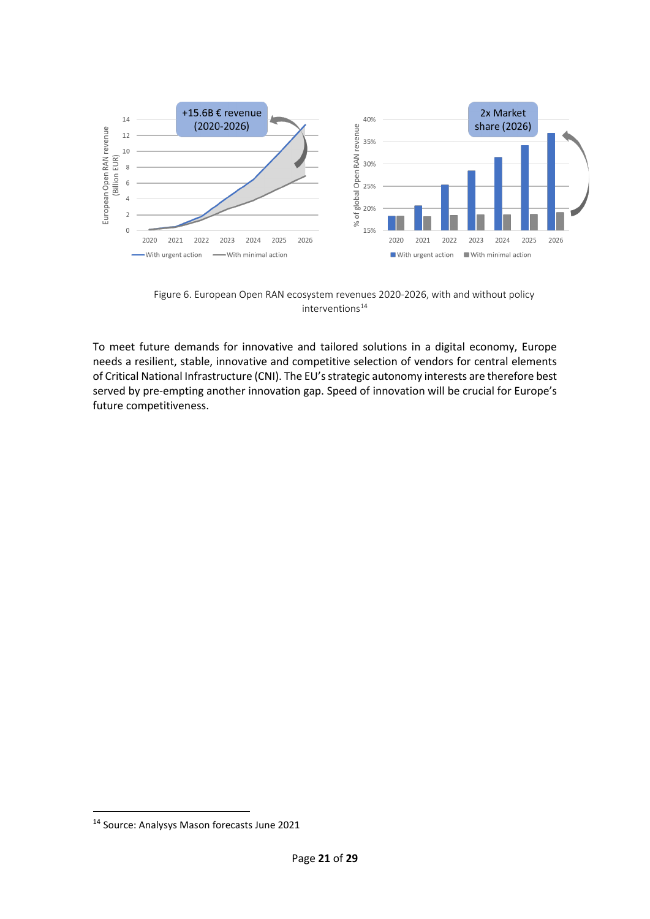Figure 6. European Open RAN ecosystem revenues 2020-2026, with and without policy interventions[14]

To meet future demands for innovative and tailored solutions in a digital economy, Europe needs a resilient, stable, innovative and competitive selection of vendors for central elements of Critical National Infrastructure (CNI). The EU's strategic autonomy interests are therefore best served by pre-empting another innovation gap. Speed of innovation will be crucial for Europe's future competitiveness.

[14] Source: Analysys Mason forecasts June 2021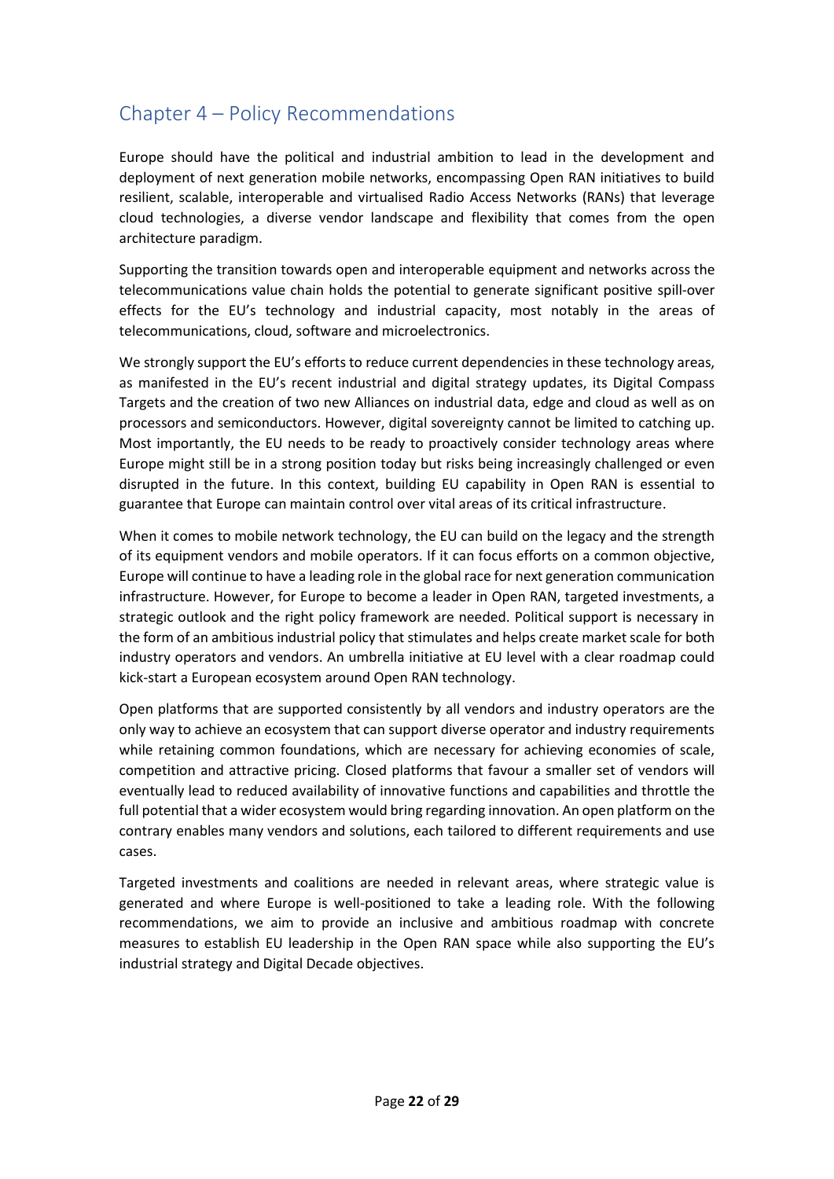## Chapter 4 – Policy Recommendations

Europe should have the political and industrial ambition to lead in the development and deployment of next generation mobile networks, encompassing Open RAN initiatives to build resilient, scalable, interoperable and virtualised Radio Access Networks (RANs) that leverage cloud technologies, a diverse vendor landscape and flexibility that comes from the open architecture paradigm.

Supporting the transition towards open and interoperable equipment and networks across the telecommunications value chain holds the potential to generate significant positive spill-over effects for the EU's technology and industrial capacity, most notably in the areas of telecommunications, cloud, software and microelectronics.

We strongly support the EU's efforts to reduce current dependencies in these technology areas, as manifested in the EU's recent industrial and digital strategy updates, its Digital Compass Targets and the creation of two new Alliances on industrial data, edge and cloud as well as on processors and semiconductors. However, digital sovereignty cannot be limited to catching up. Most importantly, the EU needs to be ready to proactively consider technology areas where Europe might still be in a strong position today but risks being increasingly challenged or even disrupted in the future. In this context, building EU capability in Open RAN is essential to guarantee that Europe can maintain control over vital areas of its critical infrastructure.

When it comes to mobile network technology, the EU can build on the legacy and the strength of its equipment vendors and mobile operators. If it can focus efforts on a common objective, Europe will continue to have a leading role in the global race for next generation communication infrastructure. However, for Europe to become a leader in Open RAN, targeted investments, a strategic outlook and the right policy framework are needed. Political support is necessary in the form of an ambitious industrial policy that stimulates and helps create market scale for both industry operators and vendors. An umbrella initiative at EU level with a clear roadmap could kick-start a European ecosystem around Open RAN technology.

Open platforms that are supported consistently by all vendors and industry operators are the only way to achieve an ecosystem that can support diverse operator and industry requirements while retaining common foundations, which are necessary for achieving economies of scale, competition and attractive pricing. Closed platforms that favour a smaller set of vendors will eventually lead to reduced availability of innovative functions and capabilities and throttle the full potential that a wider ecosystem would bring regarding innovation. An open platform on the contrary enables many vendors and solutions, each tailored to different requirements and use cases.

Targeted investments and coalitions are needed in relevant areas, where strategic value is generated and where Europe is well-positioned to take a leading role. With the following recommendations, we aim to provide an inclusive and ambitious roadmap with concrete measures to establish EU leadership in the Open RAN space while also supporting the EU's industrial strategy and Digital Decade objectives.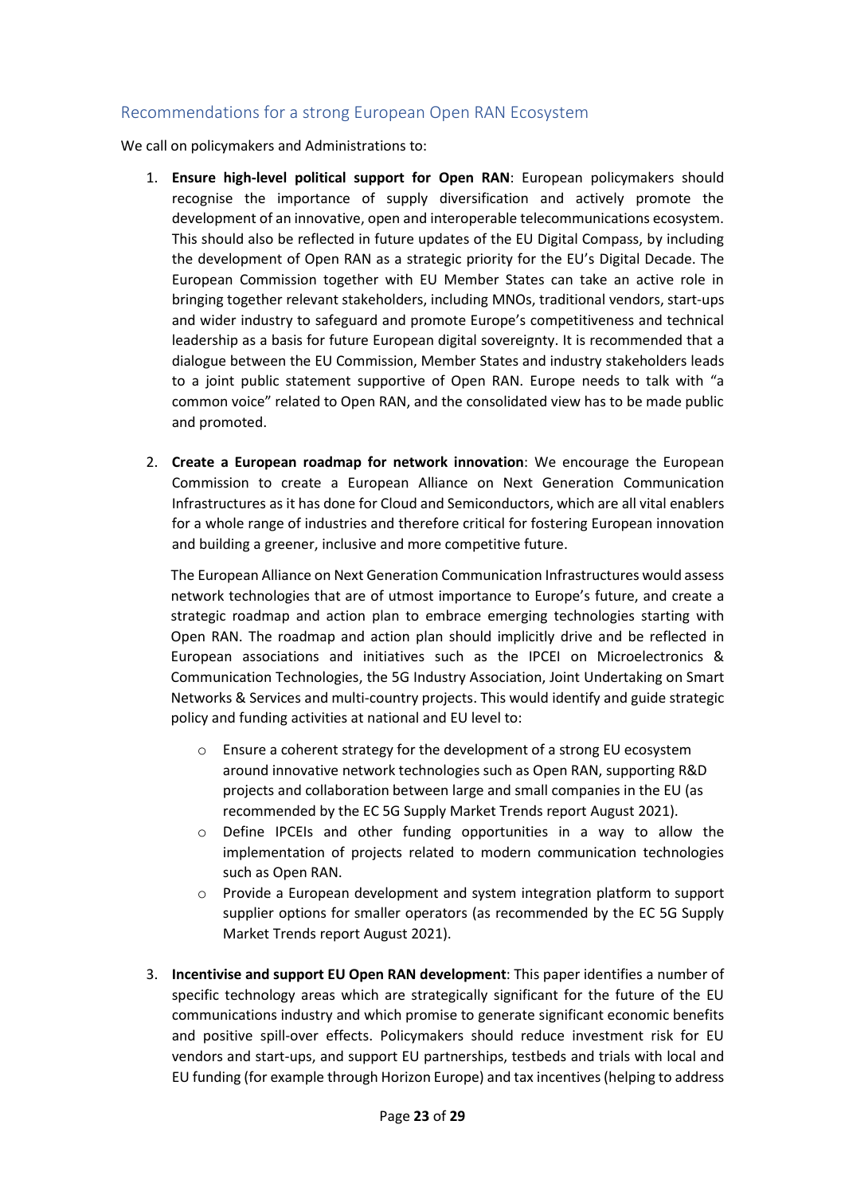## Recommendations for a strong European Open RAN Ecosystem

We call on policymakers and Administrations to:

1. **Ensure high-level political support for Open RAN**: European policymakers should recognise the importance of supply diversification and actively promote the development of an innovative, open and interoperable telecommunications ecosystem. This should also be reflected in future updates of the EU Digital Compass, by including the development of Open RAN as a strategic priority for the EU's Digital Decade. The European Commission together with EU Member States can take an active role in bringing together relevant stakeholders, including MNOs, traditional vendors, start-ups and wider industry to safeguard and promote Europe's competitiveness and technical leadership as a basis for future European digital sovereignty. It is recommended that a dialogue between the EU Commission, Member States and industry stakeholders leads to a joint public statement supportive of Open RAN. Europe needs to talk with "a common voice" related to Open RAN, and the consolidated view has to be made public and promoted.

2. **Create a European roadmap for network innovation**: We encourage the European Commission to create a European Alliance on Next Generation Communication Infrastructures as it has done for Cloud and Semiconductors, which are all vital enablers for a whole range of industries and therefore critical for fostering European innovation and building a greener, inclusive and more competitive future.

   The European Alliance on Next Generation Communication Infrastructures would assess network technologies that are of utmost importance to Europe's future, and create a strategic roadmap and action plan to embrace emerging technologies starting with Open RAN. The roadmap and action plan should implicitly drive and be reflected in European associations and initiatives such as the IPCEI on Microelectronics & Communication Technologies, the 5G Industry Association, Joint Undertaking on Smart Networks & Services and multi-country projects. This would identify and guide strategic policy and funding activities at national and EU level to:

   - Ensure a coherent strategy for the development of a strong EU ecosystem around innovative network technologies such as Open RAN, supporting R&D projects and collaboration between large and small companies in the EU (as recommended by the EC 5G Supply Market Trends report August 2021).
   - Define IPCEIs and other funding opportunities in a way to allow the implementation of projects related to modern communication technologies such as Open RAN.
   - Provide a European development and system integration platform to support supplier options for smaller operators (as recommended by the EC 5G Supply Market Trends report August 2021).

3. **Incentivise and support EU Open RAN development**: This paper identifies a number of specific technology areas which are strategically significant for the future of the EU communications industry and which promise to generate significant economic benefits and positive spill-over effects. Policymakers should reduce investment risk for EU vendors and start-ups, and support EU partnerships, testbeds and trials with local and EU funding (for example through Horizon Europe) and tax incentives (helping to address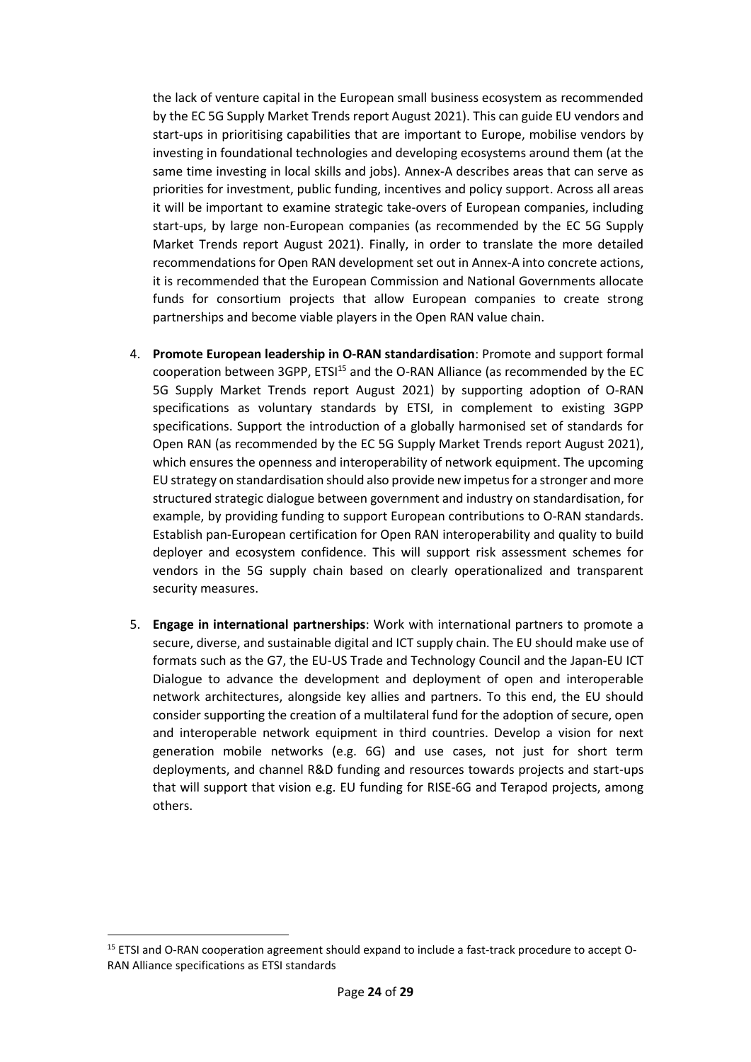the lack of venture capital in the European small business ecosystem as recommended by the EC 5G Supply Market Trends report August 2021). This can guide EU vendors and start-ups in prioritising capabilities that are important to Europe, mobilise vendors by investing in foundational technologies and developing ecosystems around them (at the same time investing in local skills and jobs). Annex-A describes areas that can serve as priorities for investment, public funding, incentives and policy support. Across all areas it will be important to examine strategic take-overs of European companies, including start-ups, by large non-European companies (as recommended by the EC 5G Supply Market Trends report August 2021). Finally, in order to translate the more detailed recommendations for Open RAN development set out in Annex-A into concrete actions, it is recommended that the European Commission and National Governments allocate funds for consortium projects that allow European companies to create strong partnerships and become viable players in the Open RAN value chain.

4. **Promote European leadership in O-RAN standardisation**: Promote and support formal cooperation between 3GPP, ETSI[15] and the O-RAN Alliance (as recommended by the EC 5G Supply Market Trends report August 2021) by supporting adoption of O-RAN specifications as voluntary standards by ETSI, in complement to existing 3GPP specifications. Support the introduction of a globally harmonised set of standards for Open RAN (as recommended by the EC 5G Supply Market Trends report August 2021), which ensures the openness and interoperability of network equipment. The upcoming EU strategy on standardisation should also provide new impetus for a stronger and more structured strategic dialogue between government and industry on standardisation, for example, by providing funding to support European contributions to O-RAN standards. Establish pan-European certification for Open RAN interoperability and quality to build deployer and ecosystem confidence. This will support risk assessment schemes for vendors in the 5G supply chain based on clearly operationalized and transparent security measures.

5. **Engage in international partnerships**: Work with international partners to promote a secure, diverse, and sustainable digital and ICT supply chain. The EU should make use of formats such as the G7, the EU-US Trade and Technology Council and the Japan-EU ICT Dialogue to advance the development and deployment of open and interoperable network architectures, alongside key allies and partners. To this end, the EU should consider supporting the creation of a multilateral fund for the adoption of secure, open and interoperable network equipment in third countries. Develop a vision for next generation mobile networks (e.g. 6G) and use cases, not just for short term deployments, and channel R&D funding and resources towards projects and start-ups that will support that vision e.g. EU funding for RISE-6G and Terapod projects, among others.

[15] ETSI and O-RAN cooperation agreement should expand to include a fast-track procedure to accept O-RAN Alliance specifications as ETSI standards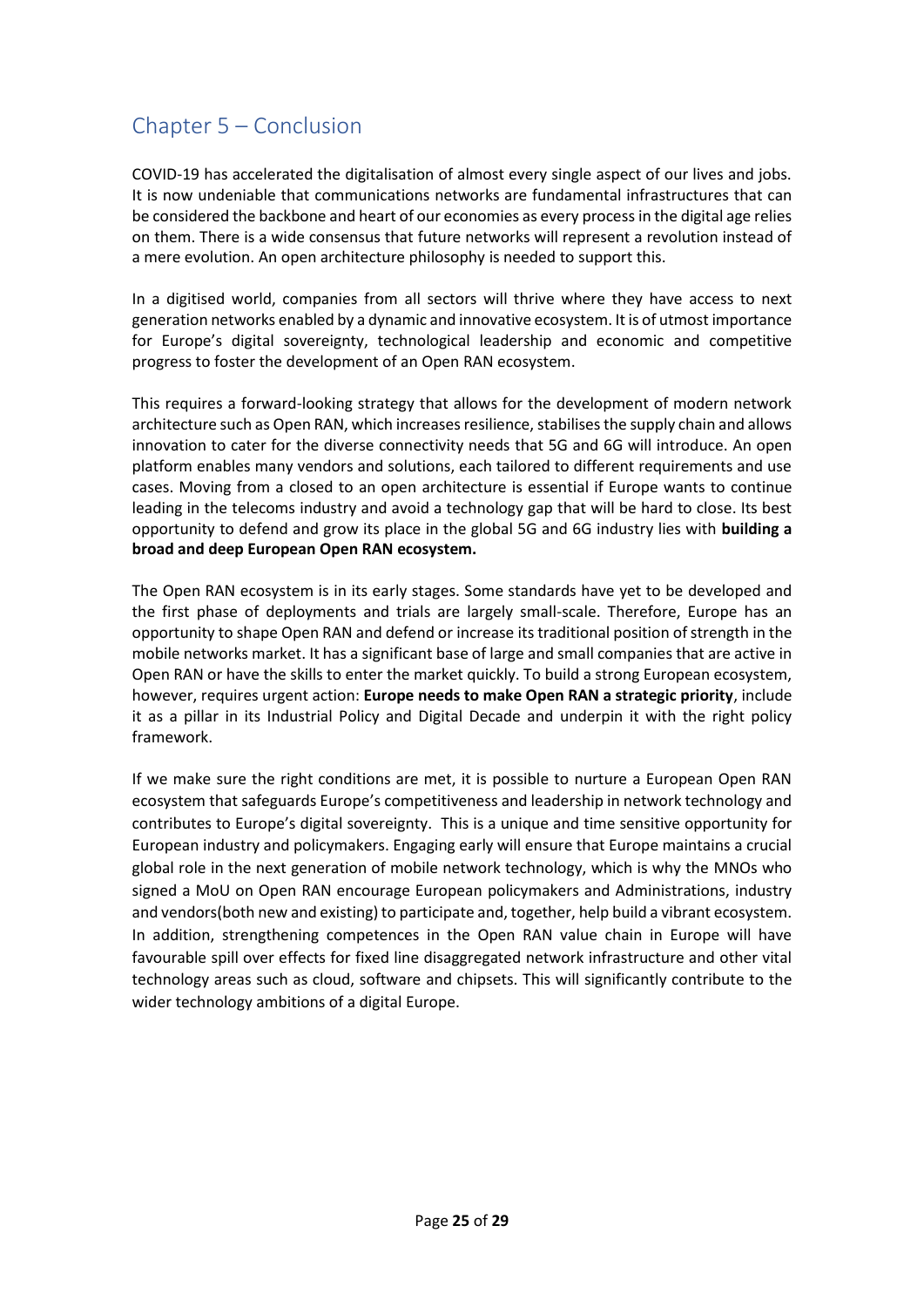## Chapter 5 – Conclusion

COVID-19 has accelerated the digitalisation of almost every single aspect of our lives and jobs. It is now undeniable that communications networks are fundamental infrastructures that can be considered the backbone and heart of our economies as every process in the digital age relies on them. There is a wide consensus that future networks will represent a revolution instead of a mere evolution. An open architecture philosophy is needed to support this.

In a digitised world, companies from all sectors will thrive where they have access to next generation networks enabled by a dynamic and innovative ecosystem. It is of utmost importance for Europe's digital sovereignty, technological leadership and economic and competitive progress to foster the development of an Open RAN ecosystem.

This requires a forward-looking strategy that allows for the development of modern network architecture such as Open RAN, which increases resilience, stabilises the supply chain and allows innovation to cater for the diverse connectivity needs that 5G and 6G will introduce. An open platform enables many vendors and solutions, each tailored to different requirements and use cases. Moving from a closed to an open architecture is essential if Europe wants to continue leading in the telecoms industry and avoid a technology gap that will be hard to close. Its best opportunity to defend and grow its place in the global 5G and 6G industry lies with **building a broad and deep European Open RAN ecosystem.**

The Open RAN ecosystem is in its early stages. Some standards have yet to be developed and the first phase of deployments and trials are largely small-scale. Therefore, Europe has an opportunity to shape Open RAN and defend or increase its traditional position of strength in the mobile networks market. It has a significant base of large and small companies that are active in Open RAN or have the skills to enter the market quickly. To build a strong European ecosystem, however, requires urgent action: **Europe needs to make Open RAN a strategic priority**, include it as a pillar in its Industrial Policy and Digital Decade and underpin it with the right policy framework.

If we make sure the right conditions are met, it is possible to nurture a European Open RAN ecosystem that safeguards Europe's competitiveness and leadership in network technology and contributes to Europe's digital sovereignty. This is a unique and time sensitive opportunity for European industry and policymakers. Engaging early will ensure that Europe maintains a crucial global role in the next generation of mobile network technology, which is why the MNOs who signed a MoU on Open RAN encourage European policymakers and Administrations, industry and vendors(both new and existing) to participate and, together, help build a vibrant ecosystem. In addition, strengthening competences in the Open RAN value chain in Europe will have favourable spill over effects for fixed line disaggregated network infrastructure and other vital technology areas such as cloud, software and chipsets. This will significantly contribute to the wider technology ambitions of a digital Europe.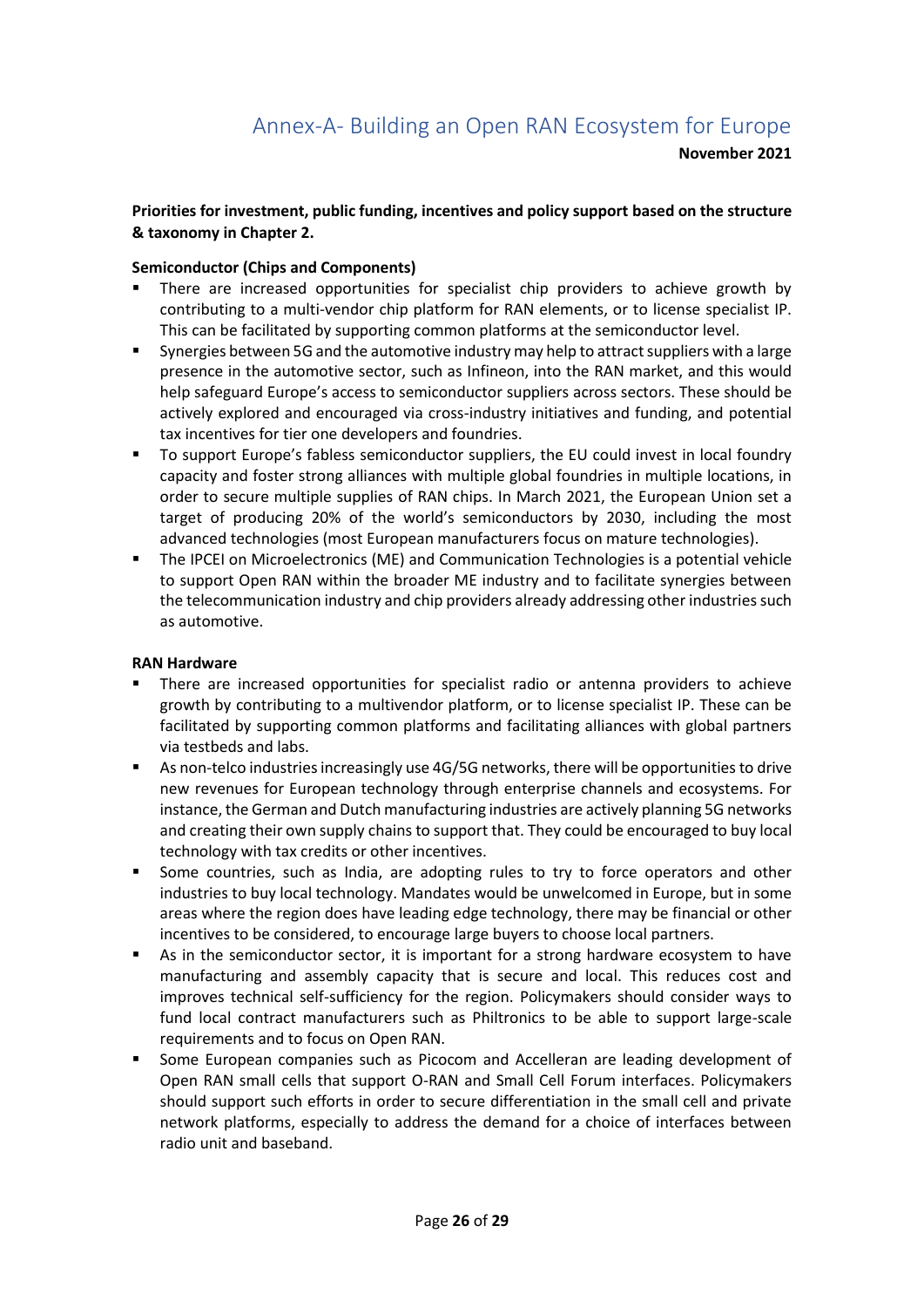# Annex-A- Building an Open RAN Ecosystem for Europe

**November 2021**

**Priorities for investment, public funding, incentives and policy support based on the structure & taxonomy in Chapter 2.**

**Semiconductor (Chips and Components)**

- There are increased opportunities for specialist chip providers to achieve growth by contributing to a multi-vendor chip platform for RAN elements, or to license specialist IP. This can be facilitated by supporting common platforms at the semiconductor level.
- Synergies between 5G and the automotive industry may help to attract suppliers with a large presence in the automotive sector, such as Infineon, into the RAN market, and this would help safeguard Europe's access to semiconductor suppliers across sectors. These should be actively explored and encouraged via cross-industry initiatives and funding, and potential tax incentives for tier one developers and foundries.
- To support Europe's fabless semiconductor suppliers, the EU could invest in local foundry capacity and foster strong alliances with multiple global foundries in multiple locations, in order to secure multiple supplies of RAN chips. In March 2021, the European Union set a target of producing 20% of the world's semiconductors by 2030, including the most advanced technologies (most European manufacturers focus on mature technologies).
- The IPCEI on Microelectronics (ME) and Communication Technologies is a potential vehicle to support Open RAN within the broader ME industry and to facilitate synergies between the telecommunication industry and chip providers already addressing other industries such as automotive.

**RAN Hardware**

- There are increased opportunities for specialist radio or antenna providers to achieve growth by contributing to a multivendor platform, or to license specialist IP. These can be facilitated by supporting common platforms and facilitating alliances with global partners via testbeds and labs.
- As non-telco industries increasingly use 4G/5G networks, there will be opportunities to drive new revenues for European technology through enterprise channels and ecosystems. For instance, the German and Dutch manufacturing industries are actively planning 5G networks and creating their own supply chains to support that. They could be encouraged to buy local technology with tax credits or other incentives.
- Some countries, such as India, are adopting rules to try to force operators and other industries to buy local technology. Mandates would be unwelcomed in Europe, but in some areas where the region does have leading edge technology, there may be financial or other incentives to be considered, to encourage large buyers to choose local partners.
- As in the semiconductor sector, it is important for a strong hardware ecosystem to have manufacturing and assembly capacity that is secure and local. This reduces cost and improves technical self-sufficiency for the region. Policymakers should consider ways to fund local contract manufacturers such as Philtronics to be able to support large-scale requirements and to focus on Open RAN.
- Some European companies such as Picocom and Accelleran are leading development of Open RAN small cells that support O-RAN and Small Cell Forum interfaces. Policymakers should support such efforts in order to secure differentiation in the small cell and private network platforms, especially to address the demand for a choice of interfaces between radio unit and baseband.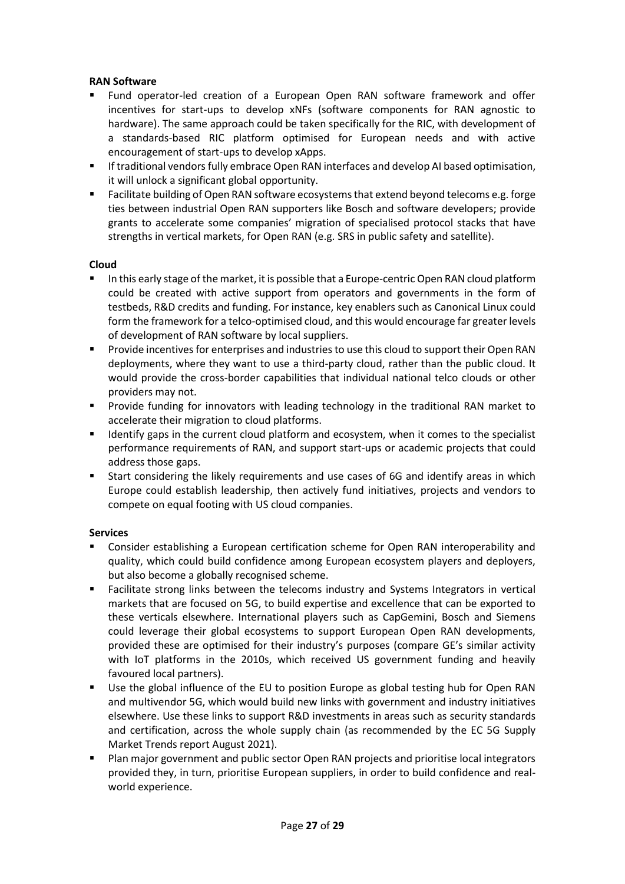**RAN Software**

- Fund operator-led creation of a European Open RAN software framework and offer incentives for start-ups to develop xNFs (software components for RAN agnostic to hardware). The same approach could be taken specifically for the RIC, with development of a standards-based RIC platform optimised for European needs and with active encouragement of start-ups to develop xApps.
- If traditional vendors fully embrace Open RAN interfaces and develop AI based optimisation, it will unlock a significant global opportunity.
- Facilitate building of Open RAN software ecosystems that extend beyond telecoms e.g. forge ties between industrial Open RAN supporters like Bosch and software developers; provide grants to accelerate some companies' migration of specialised protocol stacks that have strengths in vertical markets, for Open RAN (e.g. SRS in public safety and satellite).

**Cloud**

- In this early stage of the market, it is possible that a Europe-centric Open RAN cloud platform could be created with active support from operators and governments in the form of testbeds, R&D credits and funding. For instance, key enablers such as Canonical Linux could form the framework for a telco-optimised cloud, and this would encourage far greater levels of development of RAN software by local suppliers.
- Provide incentives for enterprises and industries to use this cloud to support their Open RAN deployments, where they want to use a third-party cloud, rather than the public cloud. It would provide the cross-border capabilities that individual national telco clouds or other providers may not.
- Provide funding for innovators with leading technology in the traditional RAN market to accelerate their migration to cloud platforms.
- Identify gaps in the current cloud platform and ecosystem, when it comes to the specialist performance requirements of RAN, and support start-ups or academic projects that could address those gaps.
- Start considering the likely requirements and use cases of 6G and identify areas in which Europe could establish leadership, then actively fund initiatives, projects and vendors to compete on equal footing with US cloud companies.

**Services**

- Consider establishing a European certification scheme for Open RAN interoperability and quality, which could build confidence among European ecosystem players and deployers, but also become a globally recognised scheme.
- Facilitate strong links between the telecoms industry and Systems Integrators in vertical markets that are focused on 5G, to build expertise and excellence that can be exported to these verticals elsewhere. International players such as CapGemini, Bosch and Siemens could leverage their global ecosystems to support European Open RAN developments, provided these are optimised for their industry's purposes (compare GE's similar activity with IoT platforms in the 2010s, which received US government funding and heavily favoured local partners).
- Use the global influence of the EU to position Europe as global testing hub for Open RAN and multivendor 5G, which would build new links with government and industry initiatives elsewhere. Use these links to support R&D investments in areas such as security standards and certification, across the whole supply chain (as recommended by the EC 5G Supply Market Trends report August 2021).
- Plan major government and public sector Open RAN projects and prioritise local integrators provided they, in turn, prioritise European suppliers, in order to build confidence and real-world experience.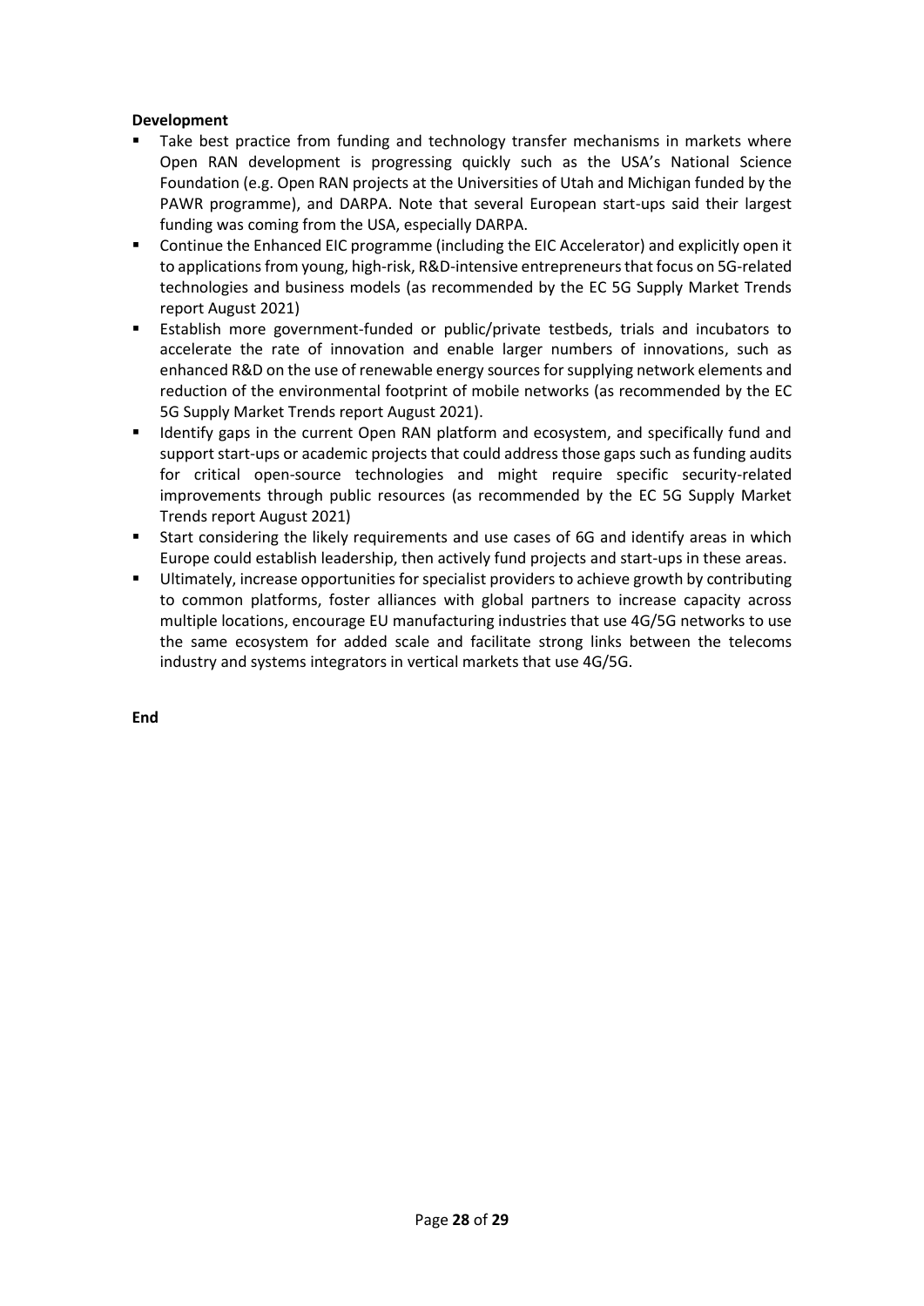**Development**

- Take best practice from funding and technology transfer mechanisms in markets where Open RAN development is progressing quickly such as the USA's National Science Foundation (e.g. Open RAN projects at the Universities of Utah and Michigan funded by the PAWR programme), and DARPA. Note that several European start-ups said their largest funding was coming from the USA, especially DARPA.
- Continue the Enhanced EIC programme (including the EIC Accelerator) and explicitly open it to applications from young, high-risk, R&D-intensive entrepreneurs that focus on 5G-related technologies and business models (as recommended by the EC 5G Supply Market Trends report August 2021)
- Establish more government-funded or public/private testbeds, trials and incubators to accelerate the rate of innovation and enable larger numbers of innovations, such as enhanced R&D on the use of renewable energy sources for supplying network elements and reduction of the environmental footprint of mobile networks (as recommended by the EC 5G Supply Market Trends report August 2021).
- Identify gaps in the current Open RAN platform and ecosystem, and specifically fund and support start-ups or academic projects that could address those gaps such as funding audits for critical open-source technologies and might require specific security-related improvements through public resources (as recommended by the EC 5G Supply Market Trends report August 2021)
- Start considering the likely requirements and use cases of 6G and identify areas in which Europe could establish leadership, then actively fund projects and start-ups in these areas.
- Ultimately, increase opportunities for specialist providers to achieve growth by contributing to common platforms, foster alliances with global partners to increase capacity across multiple locations, encourage EU manufacturing industries that use 4G/5G networks to use the same ecosystem for added scale and facilitate strong links between the telecoms industry and systems integrators in vertical markets that use 4G/5G.

**End**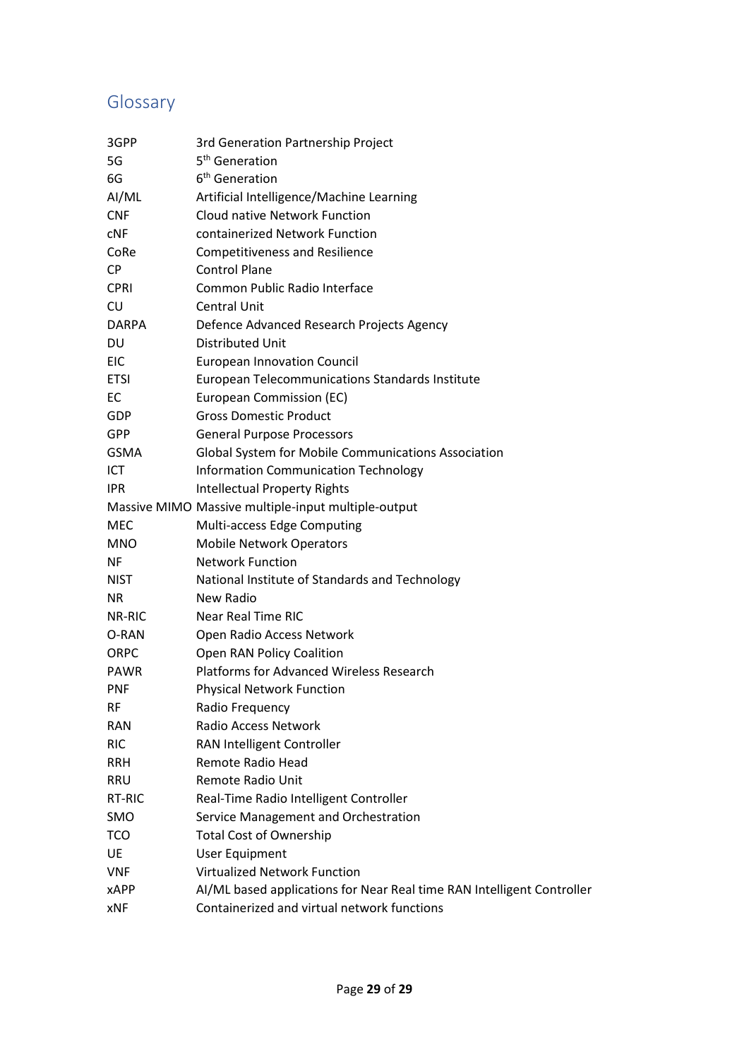## Glossary

| | |
|---|---|
| 3GPP | 3rd Generation Partnership Project |
| 5G | 5$^{th}$ Generation |
| 6G | 6$^{th}$ Generation |
| AI/ML | Artificial Intelligence/Machine Learning |
| CNF | Cloud native Network Function |
| cNF | containerized Network Function |
| CoRe | Competitiveness and Resilience |
| CP | Control Plane |
| CPRI | Common Public Radio Interface |
| CU | Central Unit |
| DARPA | Defence Advanced Research Projects Agency |
| DU | Distributed Unit |
| EIC | European Innovation Council |
| ETSI | European Telecommunications Standards Institute |
| EC | European Commission (EC) |
| GDP | Gross Domestic Product |
| GPP | General Purpose Processors |
| GSMA | Global System for Mobile Communications Association |
| ICT | Information Communication Technology |
| IPR | Intellectual Property Rights |
| Massive MIMO | Massive multiple-input multiple-output |
| MEC | Multi-access Edge Computing |
| MNO | Mobile Network Operators |
| NF | Network Function |
| NIST | National Institute of Standards and Technology |
| NR | New Radio |
| NR-RIC | Near Real Time RIC |
| O-RAN | Open Radio Access Network |
| ORPC | Open RAN Policy Coalition |
| PAWR | Platforms for Advanced Wireless Research |
| PNF | Physical Network Function |
| RF | Radio Frequency |
| RAN | Radio Access Network |
| RIC | RAN Intelligent Controller |
| RRH | Remote Radio Head |
| RRU | Remote Radio Unit |
| RT-RIC | Real-Time Radio Intelligent Controller |
| SMO | Service Management and Orchestration |
| TCO | Total Cost of Ownership |
| UE | User Equipment |
| VNF | Virtualized Network Function |
| xAPP | AI/ML based applications for Near Real time RAN Intelligent Controller |
| xNF | Containerized and virtual network functions |